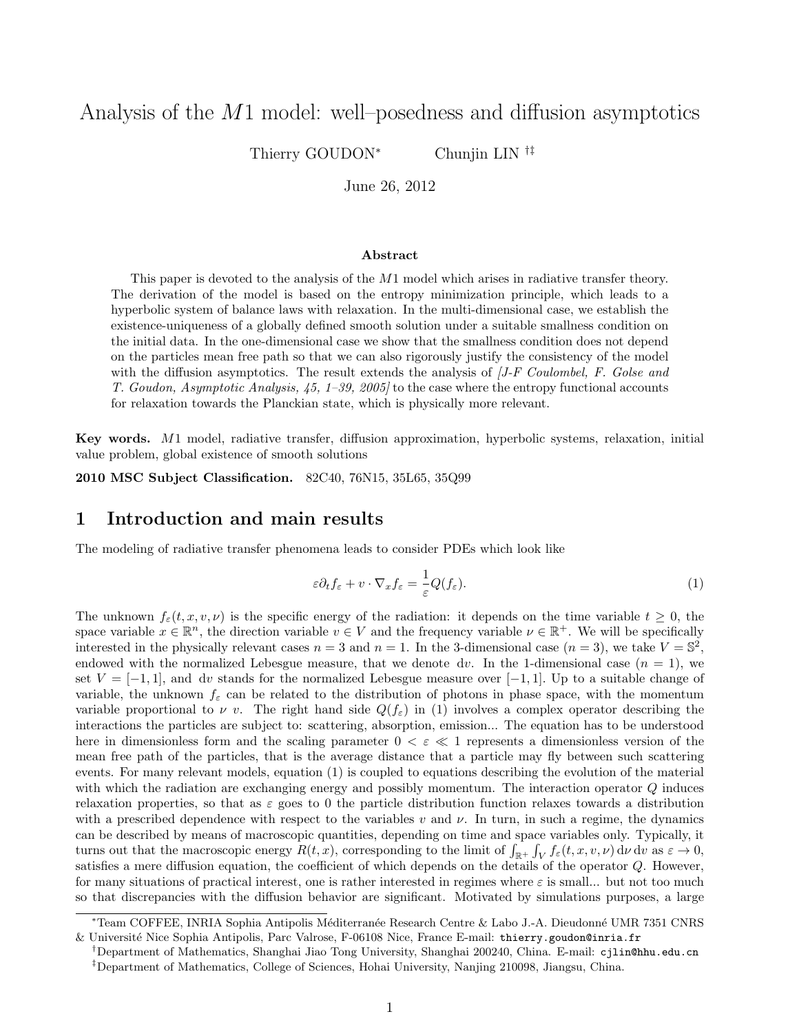# Analysis of the $M1$ model: well–posedness and diffusion asymptotics

Thierry GOUDON[*] Chunjin LIN [†‡]

June 26, 2012

### Abstract

This paper is devoted to the analysis of the $M1$ model which arises in radiative transfer theory. The derivation of the model is based on the entropy minimization principle, which leads to a hyperbolic system of balance laws with relaxation. In the multi-dimensional case, we establish the existence-uniqueness of a globally defined smooth solution under a suitable smallness condition on the initial data. In the one-dimensional case we show that the smallness condition does not depend on the particles mean free path so that we can also rigorously justify the consistency of the model with the diffusion asymptotics. The result extends the analysis of *[J-F Coulombel, F. Golse and T. Goudon, Asymptotic Analysis, 45, 1–39, 2005]* to the case where the entropy functional accounts for relaxation towards the Planckian state, which is physically more relevant.

**Key words.** $M1$ model, radiative transfer, diffusion approximation, hyperbolic systems, relaxation, initial value problem, global existence of smooth solutions

**2010 MSC Subject Classification.** 82C40, 76N15, 35L65, 35Q99

## 1 Introduction and main results

The modeling of radiative transfer phenomena leads to consider PDEs which look like

$$\varepsilon \partial_t f_\varepsilon + v \cdot \nabla_x f_\varepsilon = \frac{1}{\varepsilon} Q(f_\varepsilon). \tag{1}$$

The unknown $f_\varepsilon(t, x, v, \nu)$ is the specific energy of the radiation: it depends on the time variable $t \geq 0$, the space variable $x \in \mathbb{R}^n$, the direction variable $v \in V$ and the frequency variable $\nu \in \mathbb{R}^+$. We will be specifically interested in the physically relevant cases $n = 3$ and $n = 1$. In the 3-dimensional case ($n = 3$), we take $V = \mathbb{S}^2$, endowed with the normalized Lebesgue measure, that we denote $\mathrm{d}v$. In the 1-dimensional case ($n = 1$), we set $V = [-1, 1]$, and $\mathrm{d}v$ stands for the normalized Lebesgue measure over $[-1, 1]$. Up to a suitable change of variable, the unknown $f_\varepsilon$ can be related to the distribution of photons in phase space, with the momentum variable proportional to $\nu\ v$. The right hand side $Q(f_\varepsilon)$ in (1) involves a complex operator describing the interactions the particles are subject to: scattering, absorption, emission... The equation has to be understood here in dimensionless form and the scaling parameter $0 < \varepsilon \ll 1$ represents a dimensionless version of the mean free path of the particles, that is the average distance that a particle may fly between such scattering events. For many relevant models, equation (1) is coupled to equations describing the evolution of the material with which the radiation are exchanging energy and possibly momentum. The interaction operator $Q$ induces relaxation properties, so that as $\varepsilon$ goes to 0 the particle distribution function relaxes towards a distribution with a prescribed dependence with respect to the variables $v$ and $\nu$. In turn, in such a regime, the dynamics can be described by means of macroscopic quantities, depending on time and space variables only. Typically, it turns out that the macroscopic energy $R(t, x)$, corresponding to the limit of $\int_{\mathbb{R}^+} \int_V f_\varepsilon(t, x, v, \nu)\, \mathrm{d}\nu\, \mathrm{d}v$ as $\varepsilon \to 0$, satisfies a mere diffusion equation, the coefficient of which depends on the details of the operator $Q$. However, for many situations of practical interest, one is rather interested in regimes where $\varepsilon$ is small... but not too much so that discrepancies with the diffusion behavior are significant. Motivated by simulations purposes, a large

---

[*]Team COFFEE, INRIA Sophia Antipolis Méditerranée Research Centre & Labo J.-A. Dieudonné UMR 7351 CNRS & Université Nice Sophia Antipolis, Parc Valrose, F-06108 Nice, France E-mail: thierry.goudon@inria.fr

[†]Department of Mathematics, Shanghai Jiao Tong University, Shanghai 200240, China. E-mail: cjlin@hhu.edu.cn

[‡]Department of Mathematics, College of Sciences, Hohai University, Nanjing 210098, Jiangsu, China.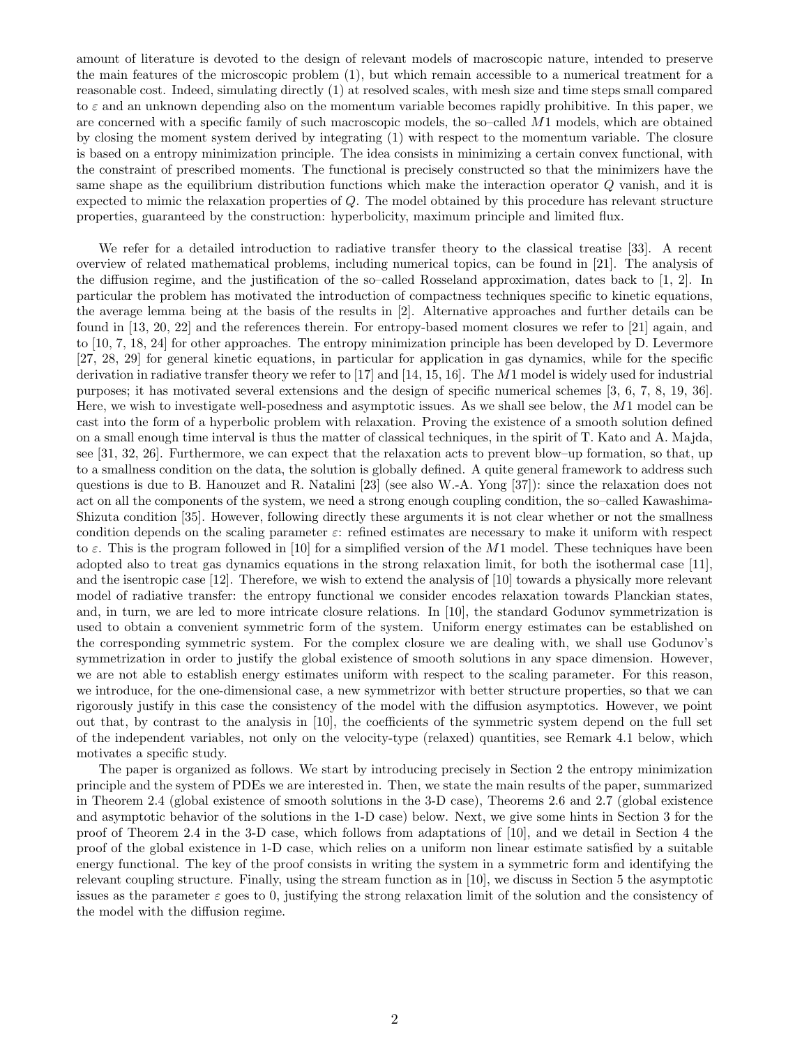amount of literature is devoted to the design of relevant models of macroscopic nature, intended to preserve the main features of the microscopic problem (1), but which remain accessible to a numerical treatment for a reasonable cost. Indeed, simulating directly (1) at resolved scales, with mesh size and time steps small compared to $\varepsilon$ and an unknown depending also on the momentum variable becomes rapidly prohibitive. In this paper, we are concerned with a specific family of such macroscopic models, the so–called $M1$ models, which are obtained by closing the moment system derived by integrating (1) with respect to the momentum variable. The closure is based on a entropy minimization principle. The idea consists in minimizing a certain convex functional, with the constraint of prescribed moments. The functional is precisely constructed so that the minimizers have the same shape as the equilibrium distribution functions which make the interaction operator $Q$ vanish, and it is expected to mimic the relaxation properties of $Q$. The model obtained by this procedure has relevant structure properties, guaranteed by the construction: hyperbolicity, maximum principle and limited flux.

We refer for a detailed introduction to radiative transfer theory to the classical treatise [33]. A recent overview of related mathematical problems, including numerical topics, can be found in [21]. The analysis of the diffusion regime, and the justification of the so–called Rosseland approximation, dates back to [1, 2]. In particular the problem has motivated the introduction of compactness techniques specific to kinetic equations, the average lemma being at the basis of the results in [2]. Alternative approaches and further details can be found in [13, 20, 22] and the references therein. For entropy-based moment closures we refer to [21] again, and to [10, 7, 18, 24] for other approaches. The entropy minimization principle has been developed by D. Levermore [27, 28, 29] for general kinetic equations, in particular for application in gas dynamics, while for the specific derivation in radiative transfer theory we refer to [17] and [14, 15, 16]. The $M1$ model is widely used for industrial purposes; it has motivated several extensions and the design of specific numerical schemes [3, 6, 7, 8, 19, 36]. Here, we wish to investigate well-posedness and asymptotic issues. As we shall see below, the $M1$ model can be cast into the form of a hyperbolic problem with relaxation. Proving the existence of a smooth solution defined on a small enough time interval is thus the matter of classical techniques, in the spirit of T. Kato and A. Majda, see [31, 32, 26]. Furthermore, we can expect that the relaxation acts to prevent blow–up formation, so that, up to a smallness condition on the data, the solution is globally defined. A quite general framework to address such questions is due to B. Hanouzet and R. Natalini [23] (see also W.-A. Yong [37]): since the relaxation does not act on all the components of the system, we need a strong enough coupling condition, the so–called Kawashima-Shizuta condition [35]. However, following directly these arguments it is not clear whether or not the smallness condition depends on the scaling parameter $\varepsilon$: refined estimates are necessary to make it uniform with respect to $\varepsilon$. This is the program followed in [10] for a simplified version of the $M1$ model. These techniques have been adopted also to treat gas dynamics equations in the strong relaxation limit, for both the isothermal case [11], and the isentropic case [12]. Therefore, we wish to extend the analysis of [10] towards a physically more relevant model of radiative transfer: the entropy functional we consider encodes relaxation towards Planckian states, and, in turn, we are led to more intricate closure relations. In [10], the standard Godunov symmetrization is used to obtain a convenient symmetric form of the system. Uniform energy estimates can be established on the corresponding symmetric system. For the complex closure we are dealing with, we shall use Godunov's symmetrization in order to justify the global existence of smooth solutions in any space dimension. However, we are not able to establish energy estimates uniform with respect to the scaling parameter. For this reason, we introduce, for the one-dimensional case, a new symmetrizor with better structure properties, so that we can rigorously justify in this case the consistency of the model with the diffusion asymptotics. However, we point out that, by contrast to the analysis in [10], the coefficients of the symmetric system depend on the full set of the independent variables, not only on the velocity-type (relaxed) quantities, see Remark 4.1 below, which motivates a specific study.

The paper is organized as follows. We start by introducing precisely in Section 2 the entropy minimization principle and the system of PDEs we are interested in. Then, we state the main results of the paper, summarized in Theorem 2.4 (global existence of smooth solutions in the 3-D case), Theorems 2.6 and 2.7 (global existence and asymptotic behavior of the solutions in the 1-D case) below. Next, we give some hints in Section 3 for the proof of Theorem 2.4 in the 3-D case, which follows from adaptations of [10], and we detail in Section 4 the proof of the global existence in 1-D case, which relies on a uniform non linear estimate satisfied by a suitable energy functional. The key of the proof consists in writing the system in a symmetric form and identifying the relevant coupling structure. Finally, using the stream function as in [10], we discuss in Section 5 the asymptotic issues as the parameter $\varepsilon$ goes to 0, justifying the strong relaxation limit of the solution and the consistency of the model with the diffusion regime.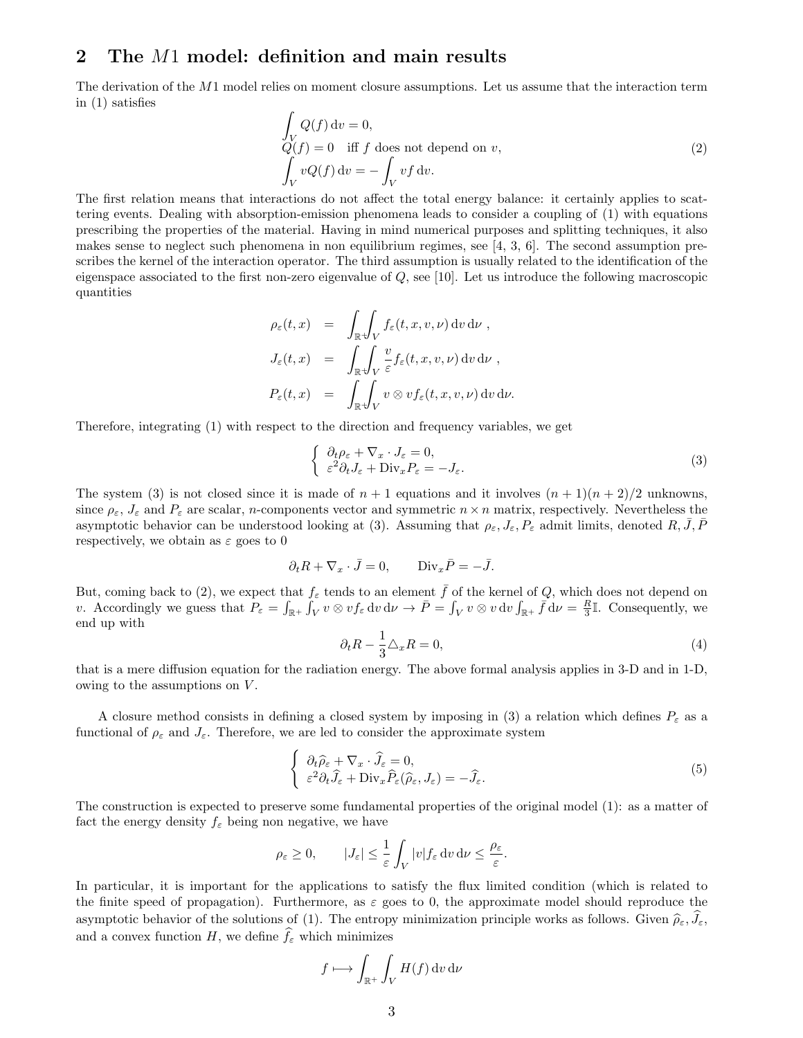## 2 The $M1$ model: definition and main results

The derivation of the $M1$ model relies on moment closure assumptions. Let us assume that the interaction term in (1) satisfies

$$
\begin{aligned}
&\int_V Q(f)\,\mathrm{d}v = 0, \\
&Q(f) = 0 \quad \text{iff } f \text{ does not depend on } v, \\
&\int_V v Q(f)\,\mathrm{d}v = -\int_V v f\,\mathrm{d}v.
\end{aligned} \tag{2}
$$

The first relation means that interactions do not affect the total energy balance: it certainly applies to scattering events. Dealing with absorption-emission phenomena leads to consider a coupling of (1) with equations prescribing the properties of the material. Having in mind numerical purposes and splitting techniques, it also makes sense to neglect such phenomena in non equilibrium regimes, see [4, 3, 6]. The second assumption prescribes the kernel of the interaction operator. The third assumption is usually related to the identification of the eigenspace associated to the first non-zero eigenvalue of $Q$, see [10]. Let us introduce the following macroscopic quantities

$$
\begin{aligned}
\rho_\varepsilon(t,x) &= \int_{\mathbb{R}^+}\int_V f_\varepsilon(t,x,v,\nu)\,\mathrm{d}v\,\mathrm{d}\nu\ , \\
J_\varepsilon(t,x) &= \int_{\mathbb{R}^+}\int_V \frac{v}{\varepsilon} f_\varepsilon(t,x,v,\nu)\,\mathrm{d}v\,\mathrm{d}\nu\ , \\
P_\varepsilon(t,x) &= \int_{\mathbb{R}^+}\int_V v\otimes v f_\varepsilon(t,x,v,\nu)\,\mathrm{d}v\,\mathrm{d}\nu.
\end{aligned}
$$

Therefore, integrating (1) with respect to the direction and frequency variables, we get

$$
\left\{
\begin{array}{l}
\partial_t \rho_\varepsilon + \nabla_x \cdot J_\varepsilon = 0, \\
\varepsilon^2 \partial_t J_\varepsilon + \mathrm{Div}_x P_\varepsilon = -J_\varepsilon.
\end{array}
\right. \tag{3}
$$

The system (3) is not closed since it is made of $n+1$ equations and it involves $(n+1)(n+2)/2$ unknowns, since $\rho_\varepsilon$, $J_\varepsilon$ and $P_\varepsilon$ are scalar, $n$-components vector and symmetric $n\times n$ matrix, respectively. Nevertheless the asymptotic behavior can be understood looking at (3). Assuming that $\rho_\varepsilon, J_\varepsilon, P_\varepsilon$ admit limits, denoted $R, \bar J, \bar P$ respectively, we obtain as $\varepsilon$ goes to 0

$$
\partial_t R + \nabla_x \cdot \bar J = 0, \qquad \mathrm{Div}_x \bar P = -\bar J.
$$

But, coming back to (2), we expect that $f_\varepsilon$ tends to an element $\bar f$ of the kernel of $Q$, which does not depend on $v$. Accordingly we guess that $P_\varepsilon = \int_{\mathbb{R}^+}\int_V v\otimes v f_\varepsilon\,\mathrm{d}v\,\mathrm{d}\nu \to \bar P = \int_V v\otimes v\,\mathrm{d}v \int_{\mathbb{R}^+} \bar f\,\mathrm{d}\nu = \frac{R}{3}\mathbb{I}$. Consequently, we end up with

$$
\partial_t R - \frac{1}{3}\triangle_x R = 0, \tag{4}
$$

that is a mere diffusion equation for the radiation energy. The above formal analysis applies in 3-D and in 1-D, owing to the assumptions on $V$.

A closure method consists in defining a closed system by imposing in (3) a relation which defines $P_\varepsilon$ as a functional of $\rho_\varepsilon$ and $J_\varepsilon$. Therefore, we are led to consider the approximate system

$$
\left\{
\begin{array}{l}
\partial_t \widehat\rho_\varepsilon + \nabla_x \cdot \widehat J_\varepsilon = 0, \\
\varepsilon^2 \partial_t \widehat J_\varepsilon + \mathrm{Div}_x \widehat P_\varepsilon(\widehat\rho_\varepsilon, J_\varepsilon) = -\widehat J_\varepsilon.
\end{array}
\right. \tag{5}
$$

The construction is expected to preserve some fundamental properties of the original model (1): as a matter of fact the energy density $f_\varepsilon$ being non negative, we have

$$
\rho_\varepsilon \geq 0, \qquad |J_\varepsilon| \leq \frac{1}{\varepsilon}\int_V |v| f_\varepsilon\,\mathrm{d}v\,\mathrm{d}\nu \leq \frac{\rho_\varepsilon}{\varepsilon}.
$$

In particular, it is important for the applications to satisfy the flux limited condition (which is related to the finite speed of propagation). Furthermore, as $\varepsilon$ goes to 0, the approximate model should reproduce the asymptotic behavior of the solutions of (1). The entropy minimization principle works as follows. Given $\widehat\rho_\varepsilon$, $\widehat J_\varepsilon$, and a convex function $H$, we define $\widehat f_\varepsilon$ which minimizes

$$
f \longmapsto \int_{\mathbb{R}^+}\int_V H(f)\,\mathrm{d}v\,\mathrm{d}\nu
$$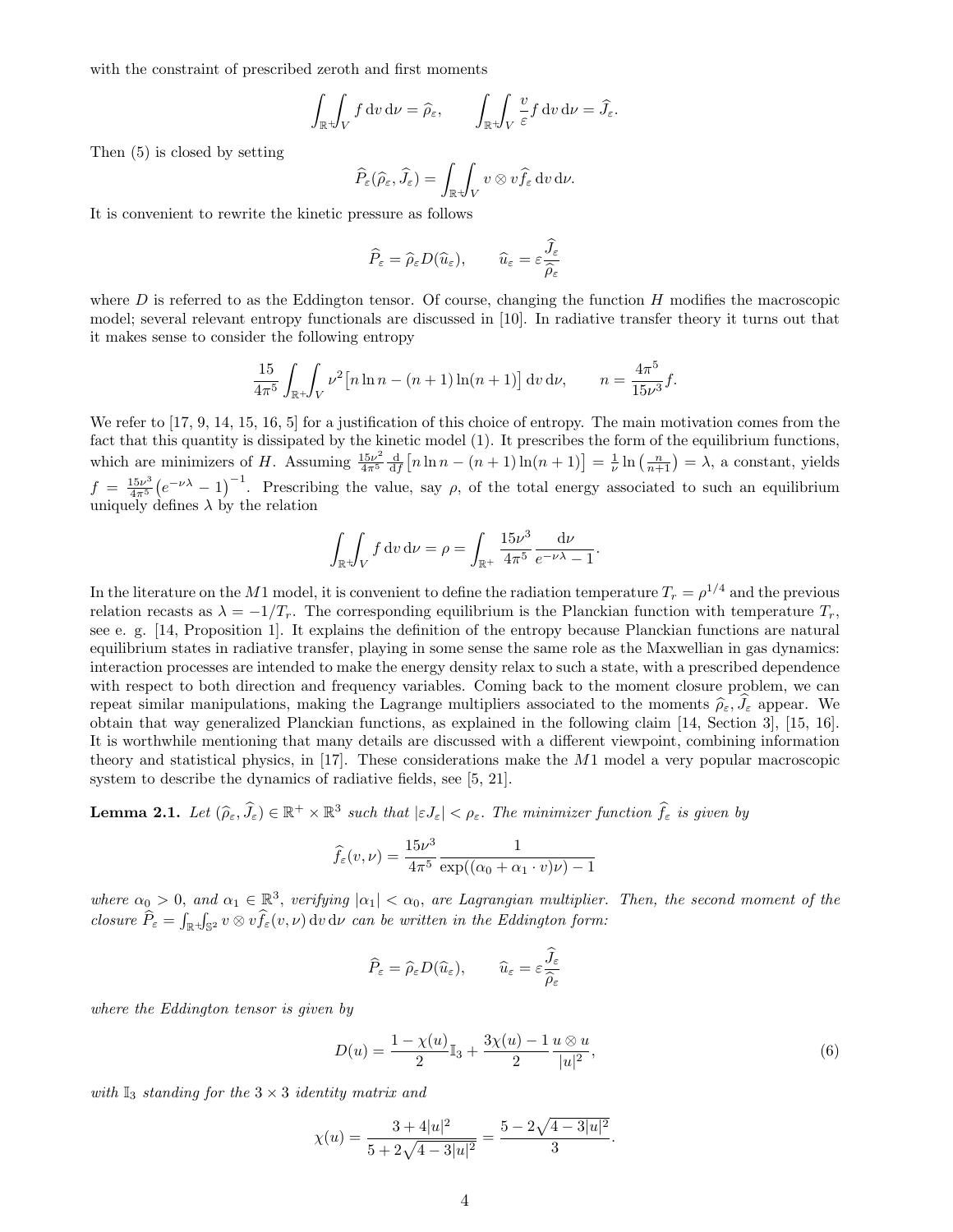with the constraint of prescribed zeroth and first moments

$$\int_{\mathbb{R}^+}\int_V f \,\mathrm{d}v\,\mathrm{d}\nu = \widehat{\rho}_\varepsilon, \qquad \int_{\mathbb{R}^+}\int_V \frac{v}{\varepsilon} f \,\mathrm{d}v\,\mathrm{d}\nu = \widehat{J}_\varepsilon.$$

Then (5) is closed by setting

$$\widehat{P}_\varepsilon(\widehat{\rho}_\varepsilon, \widehat{J}_\varepsilon) = \int_{\mathbb{R}^+}\int_V v \otimes v \widehat{f}_\varepsilon \,\mathrm{d}v\,\mathrm{d}\nu.$$

It is convenient to rewrite the kinetic pressure as follows

$$\widehat{P}_\varepsilon = \widehat{\rho}_\varepsilon D(\widehat{u}_\varepsilon), \qquad \widehat{u}_\varepsilon = \varepsilon \frac{\widehat{J}_\varepsilon}{\widehat{\rho}_\varepsilon}$$

where $D$ is referred to as the Eddington tensor. Of course, changing the function $H$ modifies the macroscopic model; several relevant entropy functionals are discussed in [10]. In radiative transfer theory it turns out that it makes sense to consider the following entropy

$$\frac{15}{4\pi^5}\int_{\mathbb{R}^+}\int_V \nu^2 \big[n \ln n - (n+1)\ln(n+1)\big] \,\mathrm{d}v\,\mathrm{d}\nu, \qquad n = \frac{4\pi^5}{15\nu^3} f.$$

We refer to [17, 9, 14, 15, 16, 5] for a justification of this choice of entropy. The main motivation comes from the fact that this quantity is dissipated by the kinetic model (1). It prescribes the form of the equilibrium functions, which are minimizers of $H$. Assuming $\frac{15\nu^2}{4\pi^5}\frac{\mathrm{d}}{\mathrm{d}f}\big[n\ln n - (n+1)\ln(n+1)\big] = \frac{1}{\nu}\ln\left(\frac{n}{n+1}\right) = \lambda$, a constant, yields $f = \frac{15\nu^3}{4\pi^5}\big(e^{-\nu\lambda} - 1\big)^{-1}$. Prescribing the value, say $\rho$, of the total energy associated to such an equilibrium uniquely defines $\lambda$ by the relation

$$\int_{\mathbb{R}^+}\int_V f \,\mathrm{d}v\,\mathrm{d}\nu = \rho = \int_{\mathbb{R}^+} \frac{15\nu^3}{4\pi^5}\frac{\mathrm{d}\nu}{e^{-\nu\lambda} - 1}.$$

In the literature on the $M1$ model, it is convenient to define the radiation temperature $T_r = \rho^{1/4}$ and the previous relation recasts as $\lambda = -1/T_r$. The corresponding equilibrium is the Planckian function with temperature $T_r$, see e. g. [14, Proposition 1]. It explains the definition of the entropy because Planckian functions are natural equilibrium states in radiative transfer, playing in some sense the same role as the Maxwellian in gas dynamics: interaction processes are intended to make the energy density relax to such a state, with a prescribed dependence with respect to both direction and frequency variables. Coming back to the moment closure problem, we can repeat similar manipulations, making the Lagrange multipliers associated to the moments $\widehat{\rho}_\varepsilon, \widehat{J}_\varepsilon$ appear. We obtain that way generalized Planckian functions, as explained in the following claim [14, Section 3], [15, 16]. It is worthwhile mentioning that many details are discussed with a different viewpoint, combining information theory and statistical physics, in [17]. These considerations make the $M1$ model a very popular macroscopic system to describe the dynamics of radiative fields, see [5, 21].

**Lemma 2.1.** *Let $(\widehat{\rho}_\varepsilon, \widehat{J}_\varepsilon) \in \mathbb{R}^+ \times \mathbb{R}^3$ such that $|\varepsilon J_\varepsilon| < \rho_\varepsilon$. The minimizer function $\widehat{f}_\varepsilon$ is given by*

$$\widehat{f}_\varepsilon(v,\nu) = \frac{15\nu^3}{4\pi^5}\frac{1}{\exp((\alpha_0 + \alpha_1 \cdot v)\nu) - 1}$$

*where $\alpha_0 > 0$, and $\alpha_1 \in \mathbb{R}^3$, verifying $|\alpha_1| < \alpha_0$, are Lagrangian multiplier. Then, the second moment of the closure $\widehat{P}_\varepsilon = \int_{\mathbb{R}^+}\int_{\mathbb{S}^2} v \otimes v \widehat{f}_\varepsilon(v,\nu) \,\mathrm{d}v\,\mathrm{d}\nu$ can be written in the Eddington form:*

$$\widehat{P}_\varepsilon = \widehat{\rho}_\varepsilon D(\widehat{u}_\varepsilon), \qquad \widehat{u}_\varepsilon = \varepsilon \frac{\widehat{J}_\varepsilon}{\widehat{\rho}_\varepsilon}$$

*where the Eddington tensor is given by*

$$D(u) = \frac{1-\chi(u)}{2}\mathbb{I}_3 + \frac{3\chi(u) - 1}{2}\frac{u \otimes u}{|u|^2}, \tag{6}$$

*with $\mathbb{I}_3$ standing for the $3 \times 3$ identity matrix and*

$$\chi(u) = \frac{3 + 4|u|^2}{5 + 2\sqrt{4 - 3|u|^2}} = \frac{5 - 2\sqrt{4 - 3|u|^2}}{3}.$$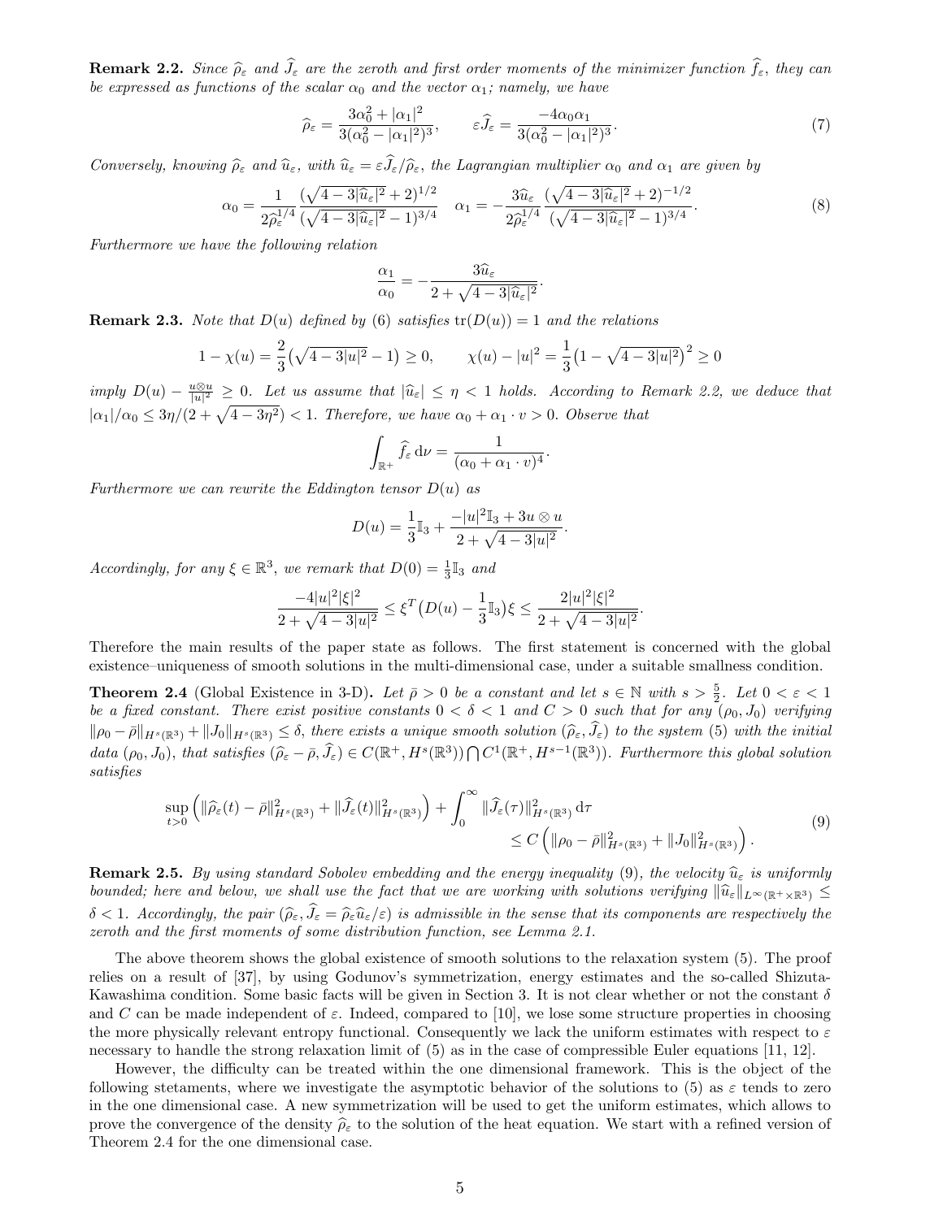**Remark 2.2.** *Since $\widehat{\rho}_\varepsilon$ and $\widehat{J}_\varepsilon$ are the zeroth and first order moments of the minimizer function $\widehat{f}_\varepsilon$, they can be expressed as functions of the scalar $\alpha_0$ and the vector $\alpha_1$; namely, we have*

$$\widehat{\rho}_\varepsilon = \frac{3\alpha_0^2 + |\alpha_1|^2}{3(\alpha_0^2 - |\alpha_1|^2)^3}, \qquad \varepsilon \widehat{J}_\varepsilon = \frac{-4\alpha_0\alpha_1}{3(\alpha_0^2 - |\alpha_1|^2)^3}. \tag{7}$$

*Conversely, knowing $\widehat{\rho}_\varepsilon$ and $\widehat{u}_\varepsilon$, with $\widehat{u}_\varepsilon = \varepsilon\widehat{J}_\varepsilon/\widehat{\rho}_\varepsilon$, the Lagrangian multiplier $\alpha_0$ and $\alpha_1$ are given by*

$$\alpha_0 = \frac{1}{2\widehat{\rho}_\varepsilon^{1/4}} \frac{(\sqrt{4-3|\widehat{u}_\varepsilon|^2}+2)^{1/2}}{(\sqrt{4-3|\widehat{u}_\varepsilon|^2}-1)^{3/4}} \quad \alpha_1 = -\frac{3\widehat{u}_\varepsilon}{2\widehat{\rho}_\varepsilon^{1/4}} \frac{(\sqrt{4-3|\widehat{u}_\varepsilon|^2}+2)^{-1/2}}{(\sqrt{4-3|\widehat{u}_\varepsilon|^2}-1)^{3/4}}. \tag{8}$$

*Furthermore we have the following relation*

$$\frac{\alpha_1}{\alpha_0} = -\frac{3\widehat{u}_\varepsilon}{2+\sqrt{4-3|\widehat{u}_\varepsilon|^2}}.$$

**Remark 2.3.** *Note that $D(u)$ defined by (6) satisfies $\operatorname{tr}(D(u)) = 1$ and the relations*

$$1 - \chi(u) = \frac{2}{3}\big(\sqrt{4-3|u|^2} - 1\big) \geq 0, \qquad \chi(u) - |u|^2 = \frac{1}{3}\big(1 - \sqrt{4-3|u|^2}\big)^2 \geq 0$$

*imply $D(u) - \frac{u\otimes u}{|u|^2} \geq 0$. Let us assume that $|\widehat{u}_\varepsilon| \leq \eta < 1$ holds. According to Remark 2.2, we deduce that $|\alpha_1|/\alpha_0 \leq 3\eta/(2+\sqrt{4-3\eta^2}) < 1$. Therefore, we have $\alpha_0 + \alpha_1 \cdot v > 0$. Observe that*

$$\int_{\mathbb{R}^+} \widehat{f}_\varepsilon \, \mathrm{d}\nu = \frac{1}{(\alpha_0 + \alpha_1\cdot v)^4}.$$

*Furthermore we can rewrite the Eddington tensor $D(u)$ as*

$$D(u) = \frac{1}{3}\mathbb{I}_3 + \frac{-|u|^2\mathbb{I}_3 + 3u\otimes u}{2+\sqrt{4-3|u|^2}}.$$

*Accordingly, for any $\xi \in \mathbb{R}^3$, we remark that $D(0) = \frac{1}{3}\mathbb{I}_3$ and*

$$\frac{-4|u|^2|\xi|^2}{2+\sqrt{4-3|u|^2}} \leq \xi^T\big(D(u) - \frac{1}{3}\mathbb{I}_3\big)\xi \leq \frac{2|u|^2|\xi|^2}{2+\sqrt{4-3|u|^2}}.$$

Therefore the main results of the paper state as follows. The first statement is concerned with the global existence–uniqueness of smooth solutions in the multi-dimensional case, under a suitable smallness condition.

**Theorem 2.4** (Global Existence in 3-D)**.** *Let $\bar{\rho} > 0$ be a constant and let $s \in \mathbb{N}$ with $s > \frac{5}{2}$. Let $0 < \varepsilon < 1$ be a fixed constant. There exist positive constants $0 < \delta < 1$ and $C > 0$ such that for any $(\rho_0, J_0)$ verifying $\|\rho_0 - \bar{\rho}\|_{H^s(\mathbb{R}^3)} + \|J_0\|_{H^s(\mathbb{R}^3)} \leq \delta$, there exists a unique smooth solution $(\widehat{\rho}_\varepsilon, \widehat{J}_\varepsilon)$ to the system (5) with the initial data $(\rho_0, J_0)$, that satisfies $(\widehat{\rho}_\varepsilon - \bar{\rho}, \widehat{J}_\varepsilon) \in C(\mathbb{R}^+, H^s(\mathbb{R}^3)) \bigcap C^1(\mathbb{R}^+, H^{s-1}(\mathbb{R}^3))$. Furthermore this global solution satisfies*

$$\sup_{t>0}\Big(\|\widehat{\rho}_\varepsilon(t) - \bar{\rho}\|^2_{H^s(\mathbb{R}^3)} + \|\widehat{J}_\varepsilon(t)\|^2_{H^s(\mathbb{R}^3)}\Big) + \int_0^\infty \|\widehat{J}_\varepsilon(\tau)\|^2_{H^s(\mathbb{R}^3)}\,\mathrm{d}\tau \leq C\Big(\|\rho_0 - \bar{\rho}\|^2_{H^s(\mathbb{R}^3)} + \|J_0\|^2_{H^s(\mathbb{R}^3)}\Big). \tag{9}$$

**Remark 2.5.** *By using standard Sobolev embedding and the energy inequality (9), the velocity $\widehat{u}_\varepsilon$ is uniformly bounded; here and below, we shall use the fact that we are working with solutions verifying $\|\widehat{u}_\varepsilon\|_{L^\infty(\mathbb{R}^+\times\mathbb{R}^3)} \leq \delta < 1$. Accordingly, the pair $(\widehat{\rho}_\varepsilon, \widehat{J}_\varepsilon = \widehat{\rho}_\varepsilon\widehat{u}_\varepsilon/\varepsilon)$ is admissible in the sense that its components are respectively the zeroth and the first moments of some distribution function, see Lemma 2.1.*

The above theorem shows the global existence of smooth solutions to the relaxation system (5). The proof relies on a result of [37], by using Godunov's symmetrization, energy estimates and the so-called Shizuta-Kawashima condition. Some basic facts will be given in Section 3. It is not clear whether or not the constant $\delta$ and $C$ can be made independent of $\varepsilon$. Indeed, compared to [10], we lose some structure properties in choosing the more physically relevant entropy functional. Consequently we lack the uniform estimates with respect to $\varepsilon$ necessary to handle the strong relaxation limit of (5) as in the case of compressible Euler equations [11, 12].

However, the difficulty can be treated within the one dimensional framework. This is the object of the following stetaments, where we investigate the asymptotic behavior of the solutions to (5) as $\varepsilon$ tends to zero in the one dimensional case. A new symmetrization will be used to get the uniform estimates, which allows to prove the convergence of the density $\widehat{\rho}_\varepsilon$ to the solution of the heat equation. We start with a refined version of Theorem 2.4 for the one dimensional case.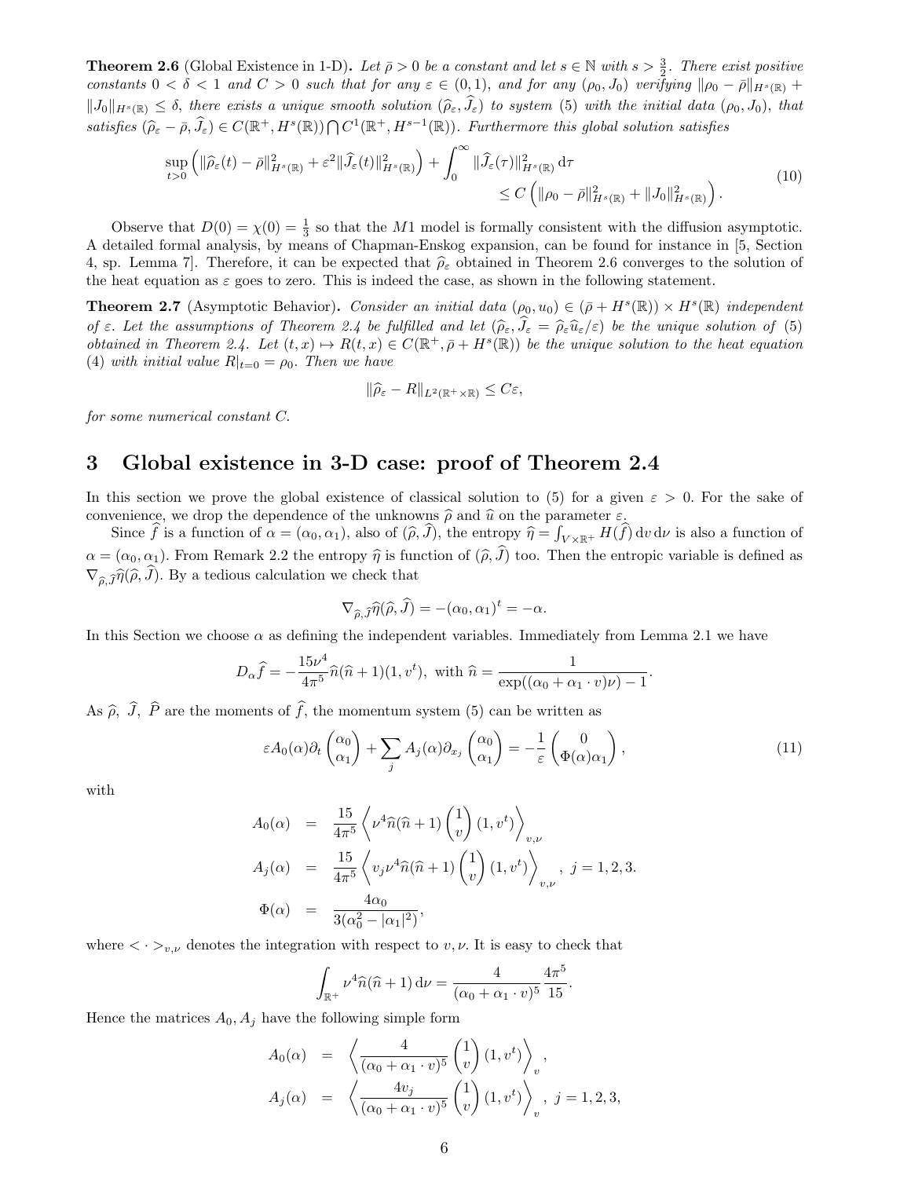**Theorem 2.6** (Global Existence in 1-D)**.** *Let $\bar{\rho} > 0$ be a constant and let $s \in \mathbb{N}$ with $s > \frac{3}{2}$. There exist positive constants $0 < \delta < 1$ and $C > 0$ such that for any $\varepsilon \in (0,1)$, and for any $(\rho_0, J_0)$ verifying $\|\rho_0 - \bar{\rho}\|_{H^s(\mathbb{R})} + \|J_0\|_{H^s(\mathbb{R})} \leq \delta$, there exists a unique smooth solution $(\widehat{\rho}_\varepsilon, \widehat{J}_\varepsilon)$ to system (5) with the initial data $(\rho_0, J_0)$, that satisfies $(\widehat{\rho}_\varepsilon - \bar{\rho}, \widehat{J}_\varepsilon) \in C(\mathbb{R}^+, H^s(\mathbb{R})) \bigcap C^1(\mathbb{R}^+, H^{s-1}(\mathbb{R}))$. Furthermore this global solution satisfies*

$$
\sup_{t>0} \left( \|\widehat{\rho}_\varepsilon(t) - \bar{\rho}\|^2_{H^s(\mathbb{R})} + \varepsilon^2 \|\widehat{J}_\varepsilon(t)\|^2_{H^s(\mathbb{R})} \right) + \int_0^\infty \|\widehat{J}_\varepsilon(\tau)\|^2_{H^s(\mathbb{R})}\, \mathrm{d}\tau \\
\leq C \left( \|\rho_0 - \bar{\rho}\|^2_{H^s(\mathbb{R})} + \|J_0\|^2_{H^s(\mathbb{R})} \right). \tag{10}
$$

Observe that $D(0) = \chi(0) = \frac{1}{3}$ so that the $M1$ model is formally consistent with the diffusion asymptotic. A detailed formal analysis, by means of Chapman-Enskog expansion, can be found for instance in [5, Section 4, sp. Lemma 7]. Therefore, it can be expected that $\widehat{\rho}_\varepsilon$ obtained in Theorem 2.6 converges to the solution of the heat equation as $\varepsilon$ goes to zero. This is indeed the case, as shown in the following statement.

**Theorem 2.7** (Asymptotic Behavior)**.** *Consider an initial data $(\rho_0, u_0) \in (\bar{\rho} + H^s(\mathbb{R})) \times H^s(\mathbb{R})$ independent of $\varepsilon$. Let the assumptions of Theorem 2.4 be fulfilled and let $(\widehat{\rho}_\varepsilon, \widehat{J}_\varepsilon = \widehat{\rho}_\varepsilon \widehat{u}_\varepsilon/\varepsilon)$ be the unique solution of (5) obtained in Theorem 2.4. Let $(t,x) \mapsto R(t,x) \in C(\mathbb{R}^+, \bar{\rho} + H^s(\mathbb{R}))$ be the unique solution to the heat equation (4) with initial value $R|_{t=0} = \rho_0$. Then we have*

$$
\|\widehat{\rho}_\varepsilon - R\|_{L^2(\mathbb{R}^+ \times \mathbb{R})} \leq C\varepsilon,
$$

*for some numerical constant $C$.*

# 3 Global existence in 3-D case: proof of Theorem 2.4

In this section we prove the global existence of classical solution to (5) for a given $\varepsilon > 0$. For the sake of convenience, we drop the dependence of the unknowns $\widehat{\rho}$ and $\widehat{u}$ on the parameter $\varepsilon$.

Since $\widehat{f}$ is a function of $\alpha = (\alpha_0, \alpha_1)$, also of $(\widehat{\rho}, \widehat{J})$, the entropy $\widehat{\eta} = \int_{V\times\mathbb{R}^+} H(\widehat{f})\, \mathrm{d}v\, \mathrm{d}\nu$ is also a function of $\alpha = (\alpha_0, \alpha_1)$. From Remark 2.2 the entropy $\widehat{\eta}$ is function of $(\widehat{\rho}, \widehat{J})$ too. Then the entropic variable is defined as $\nabla_{\widehat{\rho},\widehat{J}} \widehat{\eta}(\widehat{\rho}, \widehat{J})$. By a tedious calculation we check that

$$
\nabla_{\widehat{\rho},\widehat{J}} \widehat{\eta}(\widehat{\rho}, \widehat{J}) = -(\alpha_0, \alpha_1)^t = -\alpha.
$$

In this Section we choose $\alpha$ as defining the independent variables. Immediately from Lemma 2.1 we have

$$
D_\alpha \widehat{f} = -\frac{15\nu^4}{4\pi^5} \widehat{n}(\widehat{n}+1)(1, v^t), \text{ with } \widehat{n} = \frac{1}{\exp((\alpha_0 + \alpha_1 \cdot v)\nu) - 1}.
$$

As $\widehat{\rho}$, $\widehat{J}$, $\widehat{P}$ are the moments of $\widehat{f}$, the momentum system (5) can be written as

$$
\varepsilon A_0(\alpha) \partial_t \begin{pmatrix} \alpha_0 \\ \alpha_1 \end{pmatrix} + \sum_j A_j(\alpha) \partial_{x_j} \begin{pmatrix} \alpha_0 \\ \alpha_1 \end{pmatrix} = -\frac{1}{\varepsilon} \begin{pmatrix} 0 \\ \Phi(\alpha)\alpha_1 \end{pmatrix}, \tag{11}
$$

with

$$
\begin{aligned}
A_0(\alpha) &= \frac{15}{4\pi^5} \left\langle \nu^4 \widehat{n}(\widehat{n}+1) \begin{pmatrix} 1 \\ v \end{pmatrix} (1, v^t) \right\rangle_{v,\nu} \\
A_j(\alpha) &= \frac{15}{4\pi^5} \left\langle v_j \nu^4 \widehat{n}(\widehat{n}+1) \begin{pmatrix} 1 \\ v \end{pmatrix} (1, v^t) \right\rangle_{v,\nu}, \ j = 1,2,3. \\
\Phi(\alpha) &= \frac{4\alpha_0}{3(\alpha_0^2 - |\alpha_1|^2)},
\end{aligned}
$$

where $< \cdot >_{v,\nu}$ denotes the integration with respect to $v, \nu$. It is easy to check that

$$
\int_{\mathbb{R}^+} \nu^4 \widehat{n}(\widehat{n}+1)\, \mathrm{d}\nu = \frac{4}{(\alpha_0 + \alpha_1 \cdot v)^5} \frac{4\pi^5}{15}.
$$

Hence the matrices $A_0, A_j$ have the following simple form

$$
\begin{aligned}
A_0(\alpha) &= \left\langle \frac{4}{(\alpha_0 + \alpha_1 \cdot v)^5} \begin{pmatrix} 1 \\ v \end{pmatrix} (1, v^t) \right\rangle_v, \\
A_j(\alpha) &= \left\langle \frac{4v_j}{(\alpha_0 + \alpha_1 \cdot v)^5} \begin{pmatrix} 1 \\ v \end{pmatrix} (1, v^t) \right\rangle_v, \ j = 1,2,3,
\end{aligned}
$$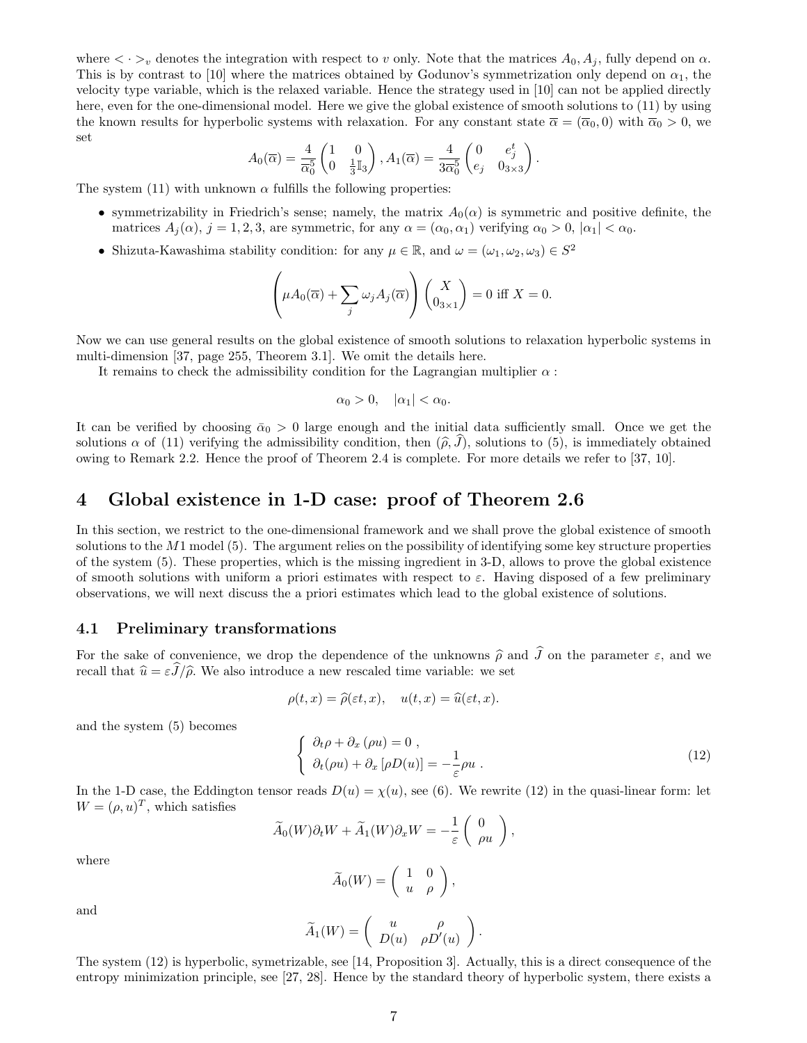where $< \cdot >_v$ denotes the integration with respect to $v$ only. Note that the matrices $A_0, A_j$, fully depend on $\alpha$. This is by contrast to [10] where the matrices obtained by Godunov's symmetrization only depend on $\alpha_1$, the velocity type variable, which is the relaxed variable. Hence the strategy used in [10] can not be applied directly here, even for the one-dimensional model. Here we give the global existence of smooth solutions to (11) by using the known results for hyperbolic systems with relaxation. For any constant state $\overline{\alpha} = (\overline{\alpha}_0, 0)$ with $\overline{\alpha}_0 > 0$, we set

$$A_0(\overline{\alpha}) = \frac{4}{\overline{\alpha}_0^5}\begin{pmatrix} 1 & 0 \\ 0 & \frac{1}{3}\mathbb{I}_3 \end{pmatrix}, A_1(\overline{\alpha}) = \frac{4}{3\overline{\alpha}_0^5}\begin{pmatrix} 0 & e_j^t \\ e_j & 0_{3\times 3} \end{pmatrix}.$$

The system (11) with unknown $\alpha$ fulfills the following properties:

- symmetrizability in Friedrich's sense; namely, the matrix $A_0(\alpha)$ is symmetric and positive definite, the matrices $A_j(\alpha)$, $j = 1, 2, 3$, are symmetric, for any $\alpha = (\alpha_0, \alpha_1)$ verifying $\alpha_0 > 0$, $|\alpha_1| < \alpha_0$.
- Shizuta-Kawashima stability condition: for any $\mu \in \mathbb{R}$, and $\omega = (\omega_1, \omega_2, \omega_3) \in S^2$

$$\left(\mu A_0(\overline{\alpha}) + \sum_j \omega_j A_j(\overline{\alpha})\right)\begin{pmatrix} X \\ 0_{3\times 1} \end{pmatrix} = 0 \text{ iff } X = 0.$$

Now we can use general results on the global existence of smooth solutions to relaxation hyperbolic systems in multi-dimension [37, page 255, Theorem 3.1]. We omit the details here.

It remains to check the admissibility condition for the Lagrangian multiplier $\alpha$ :

$$\alpha_0 > 0, \quad |\alpha_1| < \alpha_0.$$

It can be verified by choosing $\bar{\alpha}_0 > 0$ large enough and the initial data sufficiently small. Once we get the solutions $\alpha$ of (11) verifying the admissibility condition, then $(\widehat{\rho}, \widehat{J})$, solutions to (5), is immediately obtained owing to Remark 2.2. Hence the proof of Theorem 2.4 is complete. For more details we refer to [37, 10].

# 4 Global existence in 1-D case: proof of Theorem 2.6

In this section, we restrict to the one-dimensional framework and we shall prove the global existence of smooth solutions to the $M1$ model (5). The argument relies on the possibility of identifying some key structure properties of the system (5). These properties, which is the missing ingredient in 3-D, allows to prove the global existence of smooth solutions with uniform a priori estimates with respect to $\varepsilon$. Having disposed of a few preliminary observations, we will next discuss the a priori estimates which lead to the global existence of solutions.

## 4.1 Preliminary transformations

For the sake of convenience, we drop the dependence of the unknowns $\widehat{\rho}$ and $\widehat{J}$ on the parameter $\varepsilon$, and we recall that $\widehat{u} = \varepsilon\widehat{J}/\widehat{\rho}$. We also introduce a new rescaled time variable: we set

$$\rho(t, x) = \widehat{\rho}(\varepsilon t, x), \quad u(t, x) = \widehat{u}(\varepsilon t, x).$$

and the system (5) becomes

$$\left\{ \begin{array}{l} \partial_t \rho + \partial_x(\rho u) = 0 \ , \\ \partial_t(\rho u) + \partial_x[\rho D(u)] = -\dfrac{1}{\varepsilon}\rho u \ . \end{array} \right. \tag{12}$$

In the 1-D case, the Eddington tensor reads $D(u) = \chi(u)$, see (6). We rewrite (12) in the quasi-linear form: let $W = (\rho, u)^T$, which satisfies

$$\widetilde{A}_0(W)\partial_t W + \widetilde{A}_1(W)\partial_x W = -\frac{1}{\varepsilon}\begin{pmatrix} 0 \\ \rho u \end{pmatrix},$$

where

$$\widetilde{A}_0(W) = \begin{pmatrix} 1 & 0 \\ u & \rho \end{pmatrix},$$

and

$$\widetilde{A}_1(W) = \begin{pmatrix} u & \rho \\ D(u) & \rho D'(u) \end{pmatrix}.$$

The system (12) is hyperbolic, symetrizable, see [14, Proposition 3]. Actually, this is a direct consequence of the entropy minimization principle, see [27, 28]. Hence by the standard theory of hyperbolic system, there exists a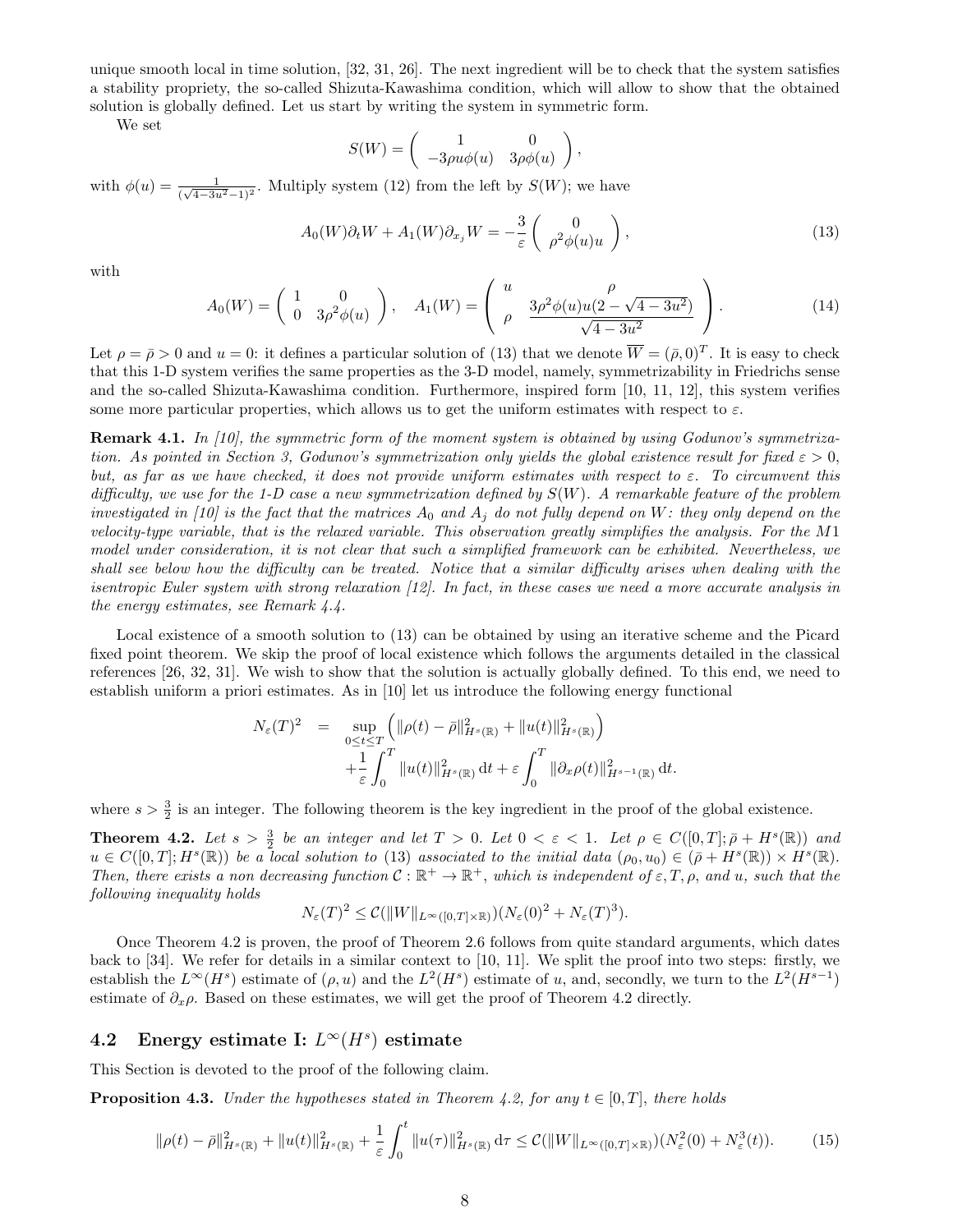unique smooth local in time solution, [32, 31, 26]. The next ingredient will be to check that the system satisfies a stability propriety, the so-called Shizuta-Kawashima condition, which will allow to show that the obtained solution is globally defined. Let us start by writing the system in symmetric form.

We set

$$S(W) = \begin{pmatrix} 1 & 0 \\ -3\rho u\phi(u) & 3\rho\phi(u) \end{pmatrix},$$

with $\phi(u) = \frac{1}{(\sqrt{4-3u^2}-1)^2}$. Multiply system (12) from the left by $S(W)$; we have

$$A_0(W)\partial_t W + A_1(W)\partial_{x_j} W = -\frac{3}{\varepsilon}\begin{pmatrix} 0 \\ \rho^2\phi(u)u \end{pmatrix}, \tag{13}$$

with

$$A_0(W) = \begin{pmatrix} 1 & 0 \\ 0 & 3\rho^2\phi(u) \end{pmatrix}, \quad A_1(W) = \begin{pmatrix} u & \rho \\ \rho & \dfrac{3\rho^2\phi(u)u(2-\sqrt{4-3u^2})}{\sqrt{4-3u^2}} \end{pmatrix}. \tag{14}$$

Let $\rho = \bar{\rho} > 0$ and $u = 0$: it defines a particular solution of (13) that we denote $\overline{W} = (\bar{\rho}, 0)^T$. It is easy to check that this 1-D system verifies the same properties as the 3-D model, namely, symmetrizability in Friedrichs sense and the so-called Shizuta-Kawashima condition. Furthermore, inspired form [10, 11, 12], this system verifies some more particular properties, which allows us to get the uniform estimates with respect to $\varepsilon$.

**Remark 4.1.** *In [10], the symmetric form of the moment system is obtained by using Godunov's symmetrization. As pointed in Section 3, Godunov's symmetrization only yields the global existence result for fixed $\varepsilon > 0$, but, as far as we have checked, it does not provide uniform estimates with respect to $\varepsilon$. To circumvent this difficulty, we use for the 1-D case a new symmetrization defined by $S(W)$. A remarkable feature of the problem investigated in [10] is the fact that the matrices $A_0$ and $A_j$ do not fully depend on $W$: they only depend on the velocity-type variable, that is the relaxed variable. This observation greatly simplifies the analysis. For the M1 model under consideration, it is not clear that such a simplified framework can be exhibited. Nevertheless, we shall see below how the difficulty can be treated. Notice that a similar difficulty arises when dealing with the isentropic Euler system with strong relaxation [12]. In fact, in these cases we need a more accurate analysis in the energy estimates, see Remark 4.4.*

Local existence of a smooth solution to (13) can be obtained by using an iterative scheme and the Picard fixed point theorem. We skip the proof of local existence which follows the arguments detailed in the classical references [26, 32, 31]. We wish to show that the solution is actually globally defined. To this end, we need to establish uniform a priori estimates. As in [10] let us introduce the following energy functional

$$\begin{aligned} N_\varepsilon(T)^2 \quad = \quad & \sup_{0\le t\le T}\left(\|\rho(t)-\bar{\rho}\|^2_{H^s(\mathbb{R})} + \|u(t)\|^2_{H^s(\mathbb{R})}\right) \\ & + \frac{1}{\varepsilon}\int_0^T \|u(t)\|^2_{H^s(\mathbb{R})}\,\mathrm{d}t + \varepsilon\int_0^T \|\partial_x\rho(t)\|^2_{H^{s-1}(\mathbb{R})}\,\mathrm{d}t. \end{aligned}$$

where $s > \frac{3}{2}$ is an integer. The following theorem is the key ingredient in the proof of the global existence.

**Theorem 4.2.** *Let $s > \frac{3}{2}$ be an integer and let $T > 0$. Let $0 < \varepsilon < 1$. Let $\rho \in C([0,T]; \bar{\rho} + H^s(\mathbb{R}))$ and $u \in C([0,T]; H^s(\mathbb{R}))$ be a local solution to (13) associated to the initial data $(\rho_0, u_0) \in (\bar{\rho} + H^s(\mathbb{R})) \times H^s(\mathbb{R})$. Then, there exists a non decreasing function $\mathcal{C} : \mathbb{R}^+ \to \mathbb{R}^+$, which is independent of $\varepsilon, T, \rho$, and $u$, such that the following inequality holds*

$$N_\varepsilon(T)^2 \le \mathcal{C}(\|W\|_{L^\infty([0,T]\times\mathbb{R})})(N_\varepsilon(0)^2 + N_\varepsilon(T)^3).$$

Once Theorem 4.2 is proven, the proof of Theorem 2.6 follows from quite standard arguments, which dates back to [34]. We refer for details in a similar context to [10, 11]. We split the proof into two steps: firstly, we establish the $L^\infty(H^s)$ estimate of $(\rho, u)$ and the $L^2(H^s)$ estimate of $u$, and, secondly, we turn to the $L^2(H^{s-1})$ estimate of $\partial_x\rho$. Based on these estimates, we will get the proof of Theorem 4.2 directly.

## 4.2 Energy estimate I: $L^\infty(H^s)$ estimate

This Section is devoted to the proof of the following claim.

**Proposition 4.3.** *Under the hypotheses stated in Theorem 4.2, for any $t \in [0,T]$, there holds*

$$\|\rho(t)-\bar{\rho}\|^2_{H^s(\mathbb{R})} + \|u(t)\|^2_{H^s(\mathbb{R})} + \frac{1}{\varepsilon}\int_0^t \|u(\tau)\|^2_{H^s(\mathbb{R})}\,\mathrm{d}\tau \le \mathcal{C}(\|W\|_{L^\infty([0,T]\times\mathbb{R})})(N^2_\varepsilon(0) + N^3_\varepsilon(t)). \tag{15}$$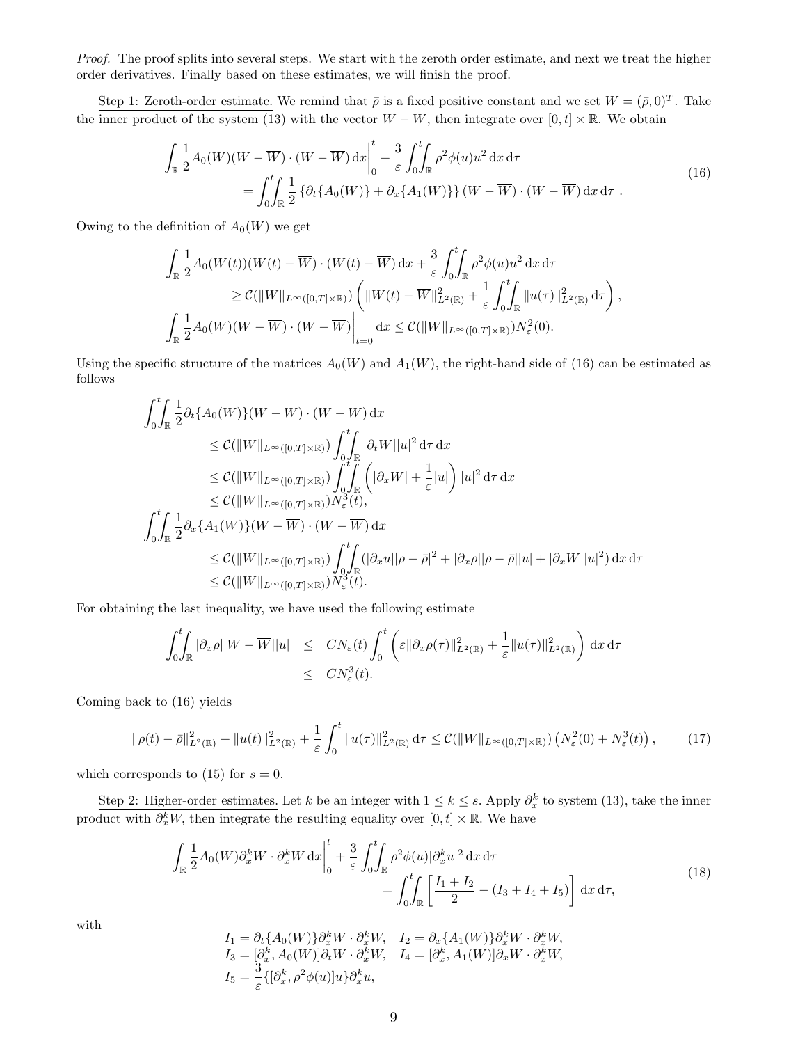*Proof.* The proof splits into several steps. We start with the zeroth order estimate, and next we treat the higher order derivatives. Finally based on these estimates, we will finish the proof.

Step 1: Zeroth-order estimate. We remind that $\bar\rho$ is a fixed positive constant and we set $\overline{W} = (\bar\rho, 0)^T$. Take the inner product of the system (13) with the vector $W - \overline{W}$, then integrate over $[0,t]\times\mathbb{R}$. We obtain

$$
\begin{aligned}
\int_{\mathbb{R}} \frac{1}{2} A_0(W)(W-\overline{W})\cdot(W-\overline{W})\,\mathrm{d}x\Big|_0^t &+ \frac{3}{\varepsilon}\int_0^t\!\!\int_{\mathbb{R}} \rho^2\phi(u)u^2\,\mathrm{d}x\,\mathrm{d}\tau \\
&= \int_0^t\!\!\int_{\mathbb{R}} \frac{1}{2}\left\{\partial_t\{A_0(W)\} + \partial_x\{A_1(W)\}\right\}(W-\overline{W})\cdot(W-\overline{W})\,\mathrm{d}x\,\mathrm{d}\tau\,.
\end{aligned}
\tag{16}
$$

Owing to the definition of $A_0(W)$ we get

$$
\begin{aligned}
\int_{\mathbb{R}} \frac{1}{2} A_0(W(t))(W(t)-\overline{W})\cdot(W(t)-\overline{W})\,\mathrm{d}x &+ \frac{3}{\varepsilon}\int_0^t\!\!\int_{\mathbb{R}} \rho^2\phi(u)u^2\,\mathrm{d}x\,\mathrm{d}\tau \\
&\geq \mathcal{C}(\|W\|_{L^\infty([0,T]\times\mathbb{R})})\left(\|W(t)-\overline{W}\|^2_{L^2(\mathbb{R})} + \frac{1}{\varepsilon}\int_0^t\!\!\int_{\mathbb{R}} \|u(\tau)\|^2_{L^2(\mathbb{R})}\,\mathrm{d}\tau\right), \\
\int_{\mathbb{R}} \frac{1}{2} A_0(W)(W-\overline{W})\cdot(W-\overline{W})\Big|_{t=0}\,\mathrm{d}x &\leq \mathcal{C}(\|W\|_{L^\infty([0,T]\times\mathbb{R})}) N_\varepsilon^2(0).
\end{aligned}
$$

Using the specific structure of the matrices $A_0(W)$ and $A_1(W)$, the right-hand side of (16) can be estimated as follows

$$
\begin{aligned}
\int_0^t\!\!\int_{\mathbb{R}} \frac{1}{2}\partial_t\{A_0(W)\}(W-\overline{W})\cdot(W-\overline{W})\,\mathrm{d}x
&\leq \mathcal{C}(\|W\|_{L^\infty([0,T]\times\mathbb{R})})\int_0^t\!\!\int_{\mathbb{R}} |\partial_t W||u|^2\,\mathrm{d}\tau\,\mathrm{d}x \\
&\leq \mathcal{C}(\|W\|_{L^\infty([0,T]\times\mathbb{R})})\int_0^t\!\!\int_{\mathbb{R}} \left(|\partial_x W| + \frac{1}{\varepsilon}|u|\right)|u|^2\,\mathrm{d}\tau\,\mathrm{d}x \\
&\leq \mathcal{C}(\|W\|_{L^\infty([0,T]\times\mathbb{R})}) N_\varepsilon^3(t), \\
\int_0^t\!\!\int_{\mathbb{R}} \frac{1}{2}\partial_x\{A_1(W)\}(W-\overline{W})\cdot(W-\overline{W})\,\mathrm{d}x
&\leq \mathcal{C}(\|W\|_{L^\infty([0,T]\times\mathbb{R})})\int_0^t\!\!\int_{\mathbb{R}} (|\partial_x u||\rho-\bar\rho|^2 + |\partial_x\rho||\rho-\bar\rho||u| + |\partial_x W||u|^2)\,\mathrm{d}x\,\mathrm{d}\tau \\
&\leq \mathcal{C}(\|W\|_{L^\infty([0,T]\times\mathbb{R})}) N_\varepsilon^3(t).
\end{aligned}
$$

For obtaining the last inequality, we have used the following estimate

$$
\begin{aligned}
\int_0^t\!\!\int_{\mathbb{R}} |\partial_x\rho||W-\overline{W}||u| &\leq C N_\varepsilon(t)\int_0^t\left(\varepsilon\|\partial_x\rho(\tau)\|^2_{L^2(\mathbb{R})} + \frac{1}{\varepsilon}\|u(\tau)\|^2_{L^2(\mathbb{R})}\right)\mathrm{d}x\,\mathrm{d}\tau \\
&\leq C N_\varepsilon^3(t).
\end{aligned}
$$

Coming back to (16) yields

$$
\|\rho(t)-\bar\rho\|^2_{L^2(\mathbb{R})} + \|u(t)\|^2_{L^2(\mathbb{R})} + \frac{1}{\varepsilon}\int_0^t \|u(\tau)\|^2_{L^2(\mathbb{R})}\,\mathrm{d}\tau \leq \mathcal{C}(\|W\|_{L^\infty([0,T]\times\mathbb{R})})\left(N_\varepsilon^2(0) + N_\varepsilon^3(t)\right), \tag{17}
$$

which corresponds to (15) for $s=0$.

Step 2: Higher-order estimates. Let $k$ be an integer with $1\leq k\leq s$. Apply $\partial_x^k$ to system (13), take the inner product with $\partial_x^k W$, then integrate the resulting equality over $[0,t]\times\mathbb{R}$. We have

$$
\begin{aligned}
\int_{\mathbb{R}} \frac{1}{2} A_0(W)\partial_x^k W\cdot\partial_x^k W\,\mathrm{d}x\Big|_0^t &+ \frac{3}{\varepsilon}\int_0^t\!\!\int_{\mathbb{R}} \rho^2\phi(u)|\partial_x^k u|^2\,\mathrm{d}x\,\mathrm{d}\tau \\
&= \int_0^t\!\!\int_{\mathbb{R}}\left[\frac{I_1+I_2}{2} - (I_3+I_4+I_5)\right]\mathrm{d}x\,\mathrm{d}\tau,
\end{aligned}
\tag{18}
$$

with

$$
\begin{aligned}
&I_1 = \partial_t\{A_0(W)\}\partial_x^k W\cdot\partial_x^k W, \quad I_2 = \partial_x\{A_1(W)\}\partial_x^k W\cdot\partial_x^k W, \\
&I_3 = [\partial_x^k, A_0(W)]\partial_t W\cdot\partial_x^k W, \quad I_4 = [\partial_x^k, A_1(W)]\partial_x W\cdot\partial_x^k W, \\
&I_5 = \frac{3}{\varepsilon}\{[\partial_x^k, \rho^2\phi(u)]u\}\partial_x^k u,
\end{aligned}
$$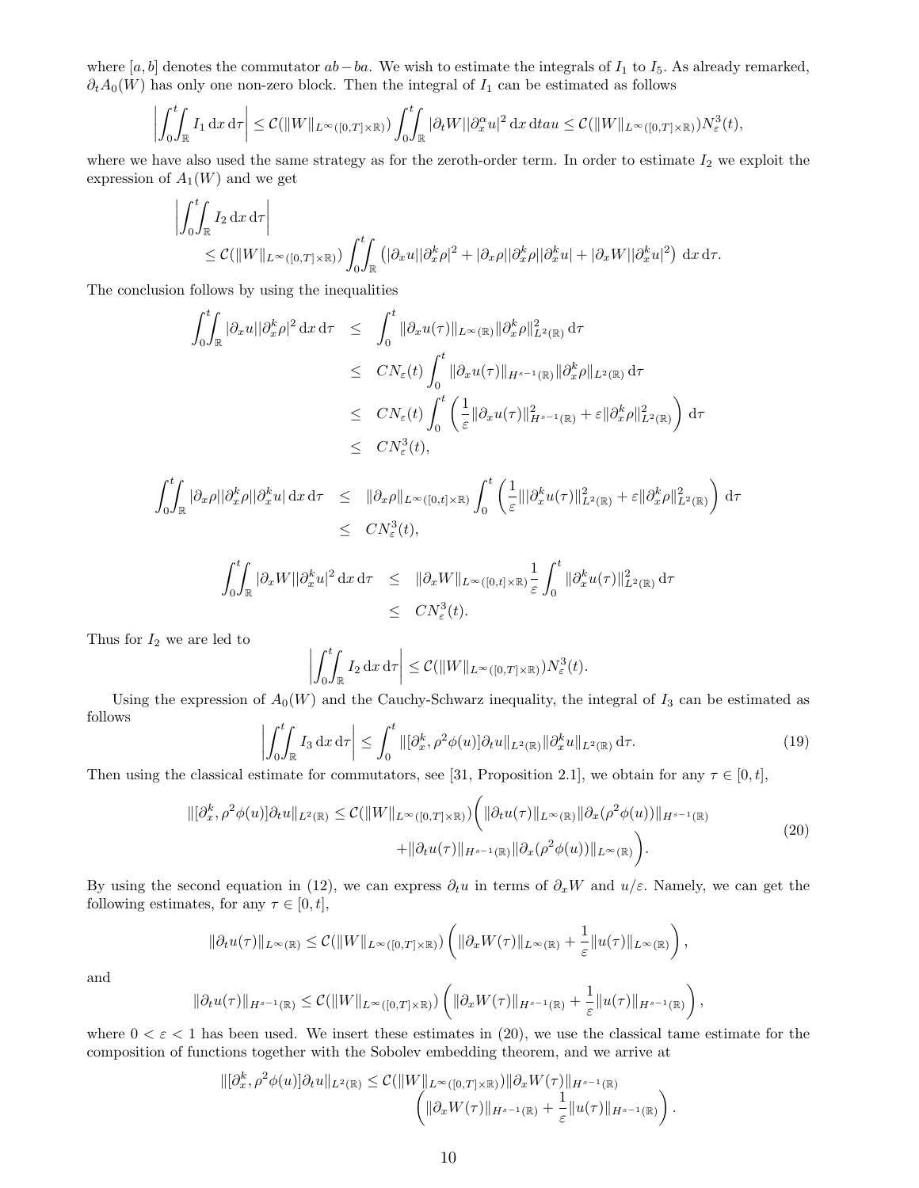where $[a, b]$ denotes the commutator $ab - ba$. We wish to estimate the integrals of $I_1$ to $I_5$. As already remarked, $\partial_t A_0(W)$ has only one non-zero block. Then the integral of $I_1$ can be estimated as follows

$$\left|\int_0^t\!\!\int_{\mathbb{R}} I_1 \,\mathrm{d}x\,\mathrm{d}\tau\right| \le \mathcal{C}(\|W\|_{L^\infty([0,T]\times\mathbb{R})}) \int_0^t\!\!\int_{\mathbb{R}} |\partial_t W||\partial_x^\alpha u|^2 \,\mathrm{d}x\,\mathrm{d}tau \le \mathcal{C}(\|W\|_{L^\infty([0,T]\times\mathbb{R})}) N_\varepsilon^3(t),$$

where we have also used the same strategy as for the zeroth-order term. In order to estimate $I_2$ we exploit the expression of $A_1(W)$ and we get

$$\begin{aligned}&\left|\int_0^t\!\!\int_{\mathbb{R}} I_2 \,\mathrm{d}x\,\mathrm{d}\tau\right| \\ &\qquad \le \mathcal{C}(\|W\|_{L^\infty([0,T]\times\mathbb{R})}) \int_0^t\!\!\int_{\mathbb{R}} \left(|\partial_x u||\partial_x^k \rho|^2 + |\partial_x \rho||\partial_x^k \rho||\partial_x^k u| + |\partial_x W||\partial_x^k u|^2\right) \,\mathrm{d}x\,\mathrm{d}\tau.\end{aligned}$$

The conclusion follows by using the inequalities

$$\begin{aligned}\int_0^t\!\!\int_{\mathbb{R}} |\partial_x u||\partial_x^k \rho|^2 \,\mathrm{d}x\,\mathrm{d}\tau &\le \int_0^t \|\partial_x u(\tau)\|_{L^\infty(\mathbb{R})} \|\partial_x^k \rho\|^2_{L^2(\mathbb{R})} \,\mathrm{d}\tau \\ &\le CN_\varepsilon(t) \int_0^t \|\partial_x u(\tau)\|_{H^{s-1}(\mathbb{R})} \|\partial_x^k \rho\|_{L^2(\mathbb{R})} \,\mathrm{d}\tau \\ &\le CN_\varepsilon(t) \int_0^t \left(\frac{1}{\varepsilon}\|\partial_x u(\tau)\|^2_{H^{s-1}(\mathbb{R})} + \varepsilon \|\partial_x^k \rho\|^2_{L^2(\mathbb{R})}\right) \mathrm{d}\tau \\ &\le CN_\varepsilon^3(t),\end{aligned}$$

$$\begin{aligned}\int_0^t\!\!\int_{\mathbb{R}} |\partial_x \rho||\partial_x^k \rho||\partial_x^k u| \,\mathrm{d}x\,\mathrm{d}\tau &\le \|\partial_x \rho\|_{L^\infty([0,t]\times\mathbb{R})} \int_0^t \left(\frac{1}{\varepsilon}\|\partial_x^k u(\tau)\|^2_{L^2(\mathbb{R})} + \varepsilon \|\partial_x^k \rho\|^2_{L^2(\mathbb{R})}\right) \mathrm{d}\tau \\ &\le CN_\varepsilon^3(t),\end{aligned}$$

$$\begin{aligned}\int_0^t\!\!\int_{\mathbb{R}} |\partial_x W||\partial_x^k u|^2 \,\mathrm{d}x\,\mathrm{d}\tau &\le \|\partial_x W\|_{L^\infty([0,t]\times\mathbb{R})} \frac{1}{\varepsilon} \int_0^t \|\partial_x^k u(\tau)\|^2_{L^2(\mathbb{R})} \,\mathrm{d}\tau \\ &\le CN_\varepsilon^3(t).\end{aligned}$$

Thus for $I_2$ we are led to

$$\left|\int_0^t\!\!\int_{\mathbb{R}} I_2 \,\mathrm{d}x\,\mathrm{d}\tau\right| \le \mathcal{C}(\|W\|_{L^\infty([0,T]\times\mathbb{R})}) N_\varepsilon^3(t).$$

Using the expression of $A_0(W)$ and the Cauchy-Schwarz inequality, the integral of $I_3$ can be estimated as follows

$$\left|\int_0^t\!\!\int_{\mathbb{R}} I_3 \,\mathrm{d}x\,\mathrm{d}\tau\right| \le \int_0^t \|[\partial_x^k, \rho^2\phi(u)]\partial_t u\|_{L^2(\mathbb{R})} \|\partial_x^k u\|_{L^2(\mathbb{R})} \,\mathrm{d}\tau. \tag{19}$$

Then using the classical estimate for commutators, see [31, Proposition 2.1], we obtain for any $\tau \in [0, t]$,

$$\begin{aligned}\|[\partial_x^k, \rho^2\phi(u)]\partial_t u\|_{L^2(\mathbb{R})} \le \mathcal{C}(\|W\|_{L^\infty([0,T]\times\mathbb{R})}) \Big( &\|\partial_t u(\tau)\|_{L^\infty(\mathbb{R})} \|\partial_x(\rho^2\phi(u))\|_{H^{s-1}(\mathbb{R})} \\ &+ \|\partial_t u(\tau)\|_{H^{s-1}(\mathbb{R})} \|\partial_x(\rho^2\phi(u))\|_{L^\infty(\mathbb{R})} \Big).\end{aligned} \tag{20}$$

By using the second equation in (12), we can express $\partial_t u$ in terms of $\partial_x W$ and $u/\varepsilon$. Namely, we can get the following estimates, for any $\tau \in [0, t]$,

$$\|\partial_t u(\tau)\|_{L^\infty(\mathbb{R})} \le \mathcal{C}(\|W\|_{L^\infty([0,T]\times\mathbb{R})}) \left(\|\partial_x W(\tau)\|_{L^\infty(\mathbb{R})} + \frac{1}{\varepsilon}\|u(\tau)\|_{L^\infty(\mathbb{R})}\right),$$

and

$$\|\partial_t u(\tau)\|_{H^{s-1}(\mathbb{R})} \le \mathcal{C}(\|W\|_{L^\infty([0,T]\times\mathbb{R})}) \left(\|\partial_x W(\tau)\|_{H^{s-1}(\mathbb{R})} + \frac{1}{\varepsilon}\|u(\tau)\|_{H^{s-1}(\mathbb{R})}\right),$$

where $0 < \varepsilon < 1$ has been used. We insert these estimates in (20), we use the classical tame estimate for the composition of functions together with the Sobolev embedding theorem, and we arrive at

$$\begin{aligned}\|[\partial_x^k, \rho^2\phi(u)]\partial_t u\|_{L^2(\mathbb{R})} \le \mathcal{C}(\|W\|_{L^\infty([0,T]\times\mathbb{R})}) &\|\partial_x W(\tau)\|_{H^{s-1}(\mathbb{R})} \\ &\left(\|\partial_x W(\tau)\|_{H^{s-1}(\mathbb{R})} + \frac{1}{\varepsilon}\|u(\tau)\|_{H^{s-1}(\mathbb{R})}\right).\end{aligned}$$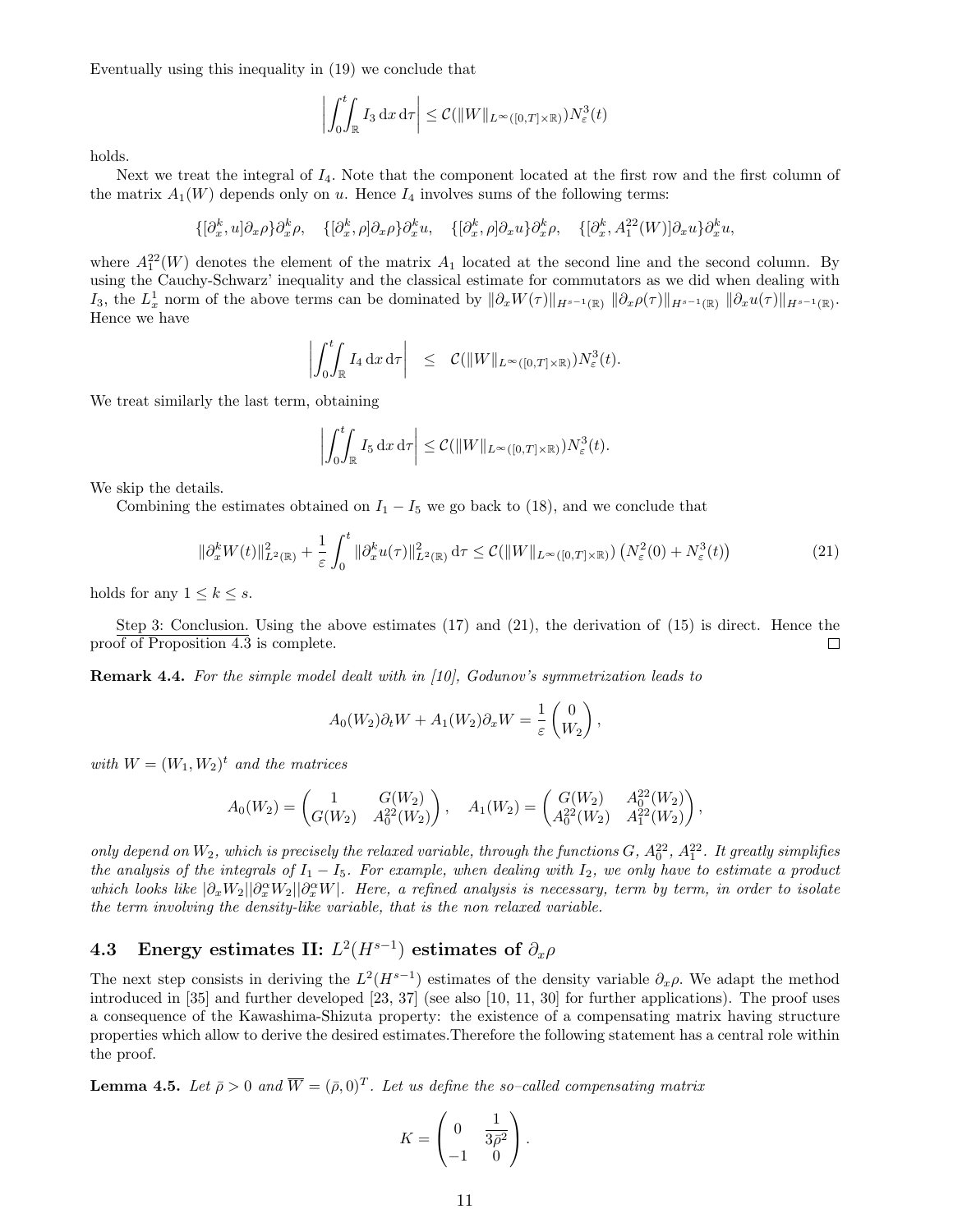Eventually using this inequality in (19) we conclude that

$$\left|\int_0^t\!\!\int_{\mathbb{R}} I_3 \,\mathrm{d}x\,\mathrm{d}\tau\right| \leq \mathcal{C}(\|W\|_{L^\infty([0,T]\times\mathbb{R})})N_\varepsilon^3(t)$$

holds.

Next we treat the integral of $I_4$. Note that the component located at the first row and the first column of the matrix $A_1(W)$ depends only on $u$. Hence $I_4$ involves sums of the following terms:

$$\{[\partial_x^k, u]\partial_x\rho\}\partial_x^k\rho, \quad \{[\partial_x^k, \rho]\partial_x\rho\}\partial_x^k u, \quad \{[\partial_x^k, \rho]\partial_x u\}\partial_x^k\rho, \quad \{[\partial_x^k, A_1^{22}(W)]\partial_x u\}\partial_x^k u,$$

where $A_1^{22}(W)$ denotes the element of the matrix $A_1$ located at the second line and the second column. By using the Cauchy-Schwarz' inequality and the classical estimate for commutators as we did when dealing with $I_3$, the $L_x^1$ norm of the above terms can be dominated by $\|\partial_x W(\tau)\|_{H^{s-1}(\mathbb{R})}\ \|\partial_x\rho(\tau)\|_{H^{s-1}(\mathbb{R})}\ \|\partial_x u(\tau)\|_{H^{s-1}(\mathbb{R})}$. Hence we have

$$\left|\int_0^t\!\!\int_{\mathbb{R}} I_4 \,\mathrm{d}x\,\mathrm{d}\tau\right| \quad \leq \quad \mathcal{C}(\|W\|_{L^\infty([0,T]\times\mathbb{R})})N_\varepsilon^3(t).$$

We treat similarly the last term, obtaining

$$\left|\int_0^t\!\!\int_{\mathbb{R}} I_5 \,\mathrm{d}x\,\mathrm{d}\tau\right| \leq \mathcal{C}(\|W\|_{L^\infty([0,T]\times\mathbb{R})})N_\varepsilon^3(t).$$

We skip the details.

Combining the estimates obtained on $I_1 - I_5$ we go back to (18), and we conclude that

$$\|\partial_x^k W(t)\|_{L^2(\mathbb{R})}^2 + \frac{1}{\varepsilon}\int_0^t \|\partial_x^k u(\tau)\|_{L^2(\mathbb{R})}^2 \,\mathrm{d}\tau \leq \mathcal{C}(\|W\|_{L^\infty([0,T]\times\mathbb{R})})\left(N_\varepsilon^2(0) + N_\varepsilon^3(t)\right) \tag{21}$$

holds for any $1 \leq k \leq s$.

Step 3: Conclusion. Using the above estimates (17) and (21), the derivation of (15) is direct. Hence the proof of Proposition 4.3 is complete. □

**Remark 4.4.** *For the simple model dealt with in [10], Godunov's symmetrization leads to*

$$A_0(W_2)\partial_t W + A_1(W_2)\partial_x W = \frac{1}{\varepsilon}\begin{pmatrix} 0 \\ W_2 \end{pmatrix},$$

*with $W = (W_1, W_2)^t$ and the matrices*

$$A_0(W_2) = \begin{pmatrix} 1 & G(W_2) \\ G(W_2) & A_0^{22}(W_2) \end{pmatrix}, \quad A_1(W_2) = \begin{pmatrix} G(W_2) & A_0^{22}(W_2) \\ A_0^{22}(W_2) & A_1^{22}(W_2) \end{pmatrix},$$

*only depend on $W_2$, which is precisely the relaxed variable, through the functions $G$, $A_0^{22}$, $A_1^{22}$. It greatly simplifies the analysis of the integrals of $I_1 - I_5$. For example, when dealing with $I_2$, we only have to estimate a product which looks like $|\partial_x W_2||\partial_x^\alpha W_2||\partial_x^\alpha W|$. Here, a refined analysis is necessary, term by term, in order to isolate the term involving the density-like variable, that is the non relaxed variable.*

### 4.3 Energy estimates II: $L^2(H^{s-1})$ estimates of $\partial_x\rho$

The next step consists in deriving the $L^2(H^{s-1})$ estimates of the density variable $\partial_x\rho$. We adapt the method introduced in [35] and further developed [23, 37] (see also [10, 11, 30] for further applications). The proof uses a consequence of the Kawashima-Shizuta property: the existence of a compensating matrix having structure properties which allow to derive the desired estimates.Therefore the following statement has a central role within the proof.

**Lemma 4.5.** *Let $\bar\rho > 0$ and $\overline{W} = (\bar\rho, 0)^T$. Let us define the so–called compensating matrix*

$$K = \begin{pmatrix} 0 & \dfrac{1}{3\bar\rho^2} \\ -1 & 0 \end{pmatrix}.$$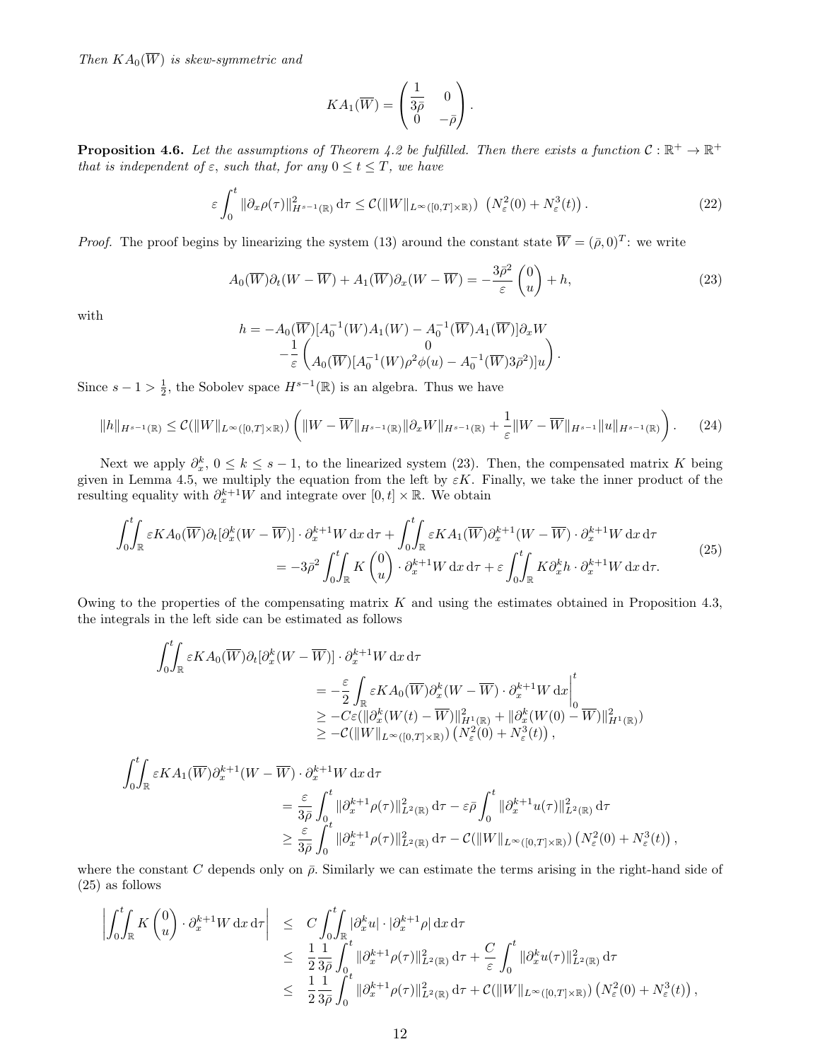*Then $KA_0(\overline{W})$ is skew-symmetric and*

$$
KA_1(\overline{W}) = \begin{pmatrix} \dfrac{1}{3\bar\rho} & 0 \\ 0 & -\bar\rho \end{pmatrix}.
$$

**Proposition 4.6.** *Let the assumptions of Theorem 4.2 be fulfilled. Then there exists a function $\mathcal{C} : \mathbb{R}^+ \to \mathbb{R}^+$ that is independent of $\varepsilon$, such that, for any $0 \le t \le T$, we have*

$$
\varepsilon \int_0^t \|\partial_x \rho(\tau)\|^2_{H^{s-1}(\mathbb{R})} \,\mathrm{d}\tau \le \mathcal{C}(\|W\|_{L^\infty([0,T]\times\mathbb{R})}) \left(N_\varepsilon^2(0) + N_\varepsilon^3(t)\right). \tag{22}
$$

*Proof.* The proof begins by linearizing the system (13) around the constant state $\overline{W} = (\bar\rho, 0)^T$: we write

$$
A_0(\overline{W})\partial_t(W - \overline{W}) + A_1(\overline{W})\partial_x(W - \overline{W}) = -\frac{3\bar\rho^2}{\varepsilon}\begin{pmatrix} 0 \\ u \end{pmatrix} + h, \tag{23}
$$

with

$$
\begin{aligned}
h = &-A_0(\overline{W})[A_0^{-1}(W)A_1(W) - A_0^{-1}(\overline{W})A_1(\overline{W})]\partial_x W \\
&-\frac{1}{\varepsilon}\begin{pmatrix} 0 \\ A_0(\overline{W})[A_0^{-1}(W)\rho^2\phi(u) - A_0^{-1}(\overline{W})3\bar\rho^2)]u \end{pmatrix}.
\end{aligned}
$$

Since $s - 1 > \frac{1}{2}$, the Sobolev space $H^{s-1}(\mathbb{R})$ is an algebra. Thus we have

$$
\|h\|_{H^{s-1}(\mathbb{R})} \le \mathcal{C}(\|W\|_{L^\infty([0,T]\times\mathbb{R})}) \left( \|W - \overline{W}\|_{H^{s-1}(\mathbb{R})} \|\partial_x W\|_{H^{s-1}(\mathbb{R})} + \frac{1}{\varepsilon}\|W - \overline{W}\|_{H^{s-1}} \|u\|_{H^{s-1}(\mathbb{R})} \right). \tag{24}
$$

Next we apply $\partial_x^k$, $0 \le k \le s-1$, to the linearized system (23). Then, the compensated matrix $K$ being given in Lemma 4.5, we multiply the equation from the left by $\varepsilon K$. Finally, we take the inner product of the resulting equality with $\partial_x^{k+1} W$ and integrate over $[0,t]\times\mathbb{R}$. We obtain

$$
\begin{aligned}
\int_0^t\!\!\int_{\mathbb{R}} \varepsilon K A_0(\overline{W})\partial_t[\partial_x^k(W - \overline{W})] \cdot \partial_x^{k+1} W \,\mathrm{d}x\,\mathrm{d}\tau &+ \int_0^t\!\!\int_{\mathbb{R}} \varepsilon K A_1(\overline{W})\partial_x^{k+1}(W - \overline{W}) \cdot \partial_x^{k+1} W \,\mathrm{d}x\,\mathrm{d}\tau \\
&= -3\bar\rho^2 \int_0^t\!\!\int_{\mathbb{R}} K \begin{pmatrix} 0 \\ u \end{pmatrix} \cdot \partial_x^{k+1} W \,\mathrm{d}x\,\mathrm{d}\tau + \varepsilon \int_0^t\!\!\int_{\mathbb{R}} K\partial_x^k h \cdot \partial_x^{k+1} W \,\mathrm{d}x\,\mathrm{d}\tau.
\end{aligned} \tag{25}
$$

Owing to the properties of the compensating matrix $K$ and using the estimates obtained in Proposition 4.3, the integrals in the left side can be estimated as follows

$$
\begin{aligned}
\int_0^t\!\!\int_{\mathbb{R}} \varepsilon K A_0(\overline{W})&\partial_t[\partial_x^k(W - \overline{W})] \cdot \partial_x^{k+1} W \,\mathrm{d}x\,\mathrm{d}\tau \\
&= -\frac{\varepsilon}{2}\int_{\mathbb{R}} \varepsilon K A_0(\overline{W})\partial_x^k(W - \overline{W}) \cdot \partial_x^{k+1} W \,\mathrm{d}x \Big|_0^t \\
&\ge -C\varepsilon(\|\partial_x^k(W(t) - \overline{W})\|^2_{H^1(\mathbb{R})} + \|\partial_x^k(W(0) - \overline{W})\|^2_{H^1(\mathbb{R})}) \\
&\ge -\mathcal{C}(\|W\|_{L^\infty([0,T]\times\mathbb{R})}) \left(N_\varepsilon^2(0) + N_\varepsilon^3(t)\right),
\end{aligned}
$$

$$
\begin{aligned}
\int_0^t\!\!\int_{\mathbb{R}} \varepsilon K A_1(\overline{W})&\partial_x^{k+1}(W - \overline{W}) \cdot \partial_x^{k+1} W \,\mathrm{d}x\,\mathrm{d}\tau \\
&= \frac{\varepsilon}{3\bar\rho}\int_0^t \|\partial_x^{k+1}\rho(\tau)\|^2_{L^2(\mathbb{R})}\,\mathrm{d}\tau - \varepsilon\bar\rho\int_0^t \|\partial_x^{k+1}u(\tau)\|^2_{L^2(\mathbb{R})}\,\mathrm{d}\tau \\
&\ge \frac{\varepsilon}{3\bar\rho}\int_0^t \|\partial_x^{k+1}\rho(\tau)\|^2_{L^2(\mathbb{R})}\,\mathrm{d}\tau - \mathcal{C}(\|W\|_{L^\infty([0,T]\times\mathbb{R})}) \left(N_\varepsilon^2(0) + N_\varepsilon^3(t)\right),
\end{aligned}
$$

where the constant $C$ depends only on $\bar\rho$. Similarly we can estimate the terms arising in the right-hand side of (25) as follows

$$
\begin{aligned}
\left| \int_0^t\!\!\int_{\mathbb{R}} K \begin{pmatrix} 0 \\ u \end{pmatrix} \cdot \partial_x^{k+1} W \,\mathrm{d}x\,\mathrm{d}\tau \right| &\le C\int_0^t\!\!\int_{\mathbb{R}} |\partial_x^k u| \cdot |\partial_x^{k+1}\rho| \,\mathrm{d}x\,\mathrm{d}\tau \\
&\le \frac{1}{2}\frac{1}{3\bar\rho}\int_0^t \|\partial_x^{k+1}\rho(\tau)\|^2_{L^2(\mathbb{R})}\,\mathrm{d}\tau + \frac{C}{\varepsilon}\int_0^t \|\partial_x^k u(\tau)\|^2_{L^2(\mathbb{R})}\,\mathrm{d}\tau \\
&\le \frac{1}{2}\frac{1}{3\bar\rho}\int_0^t \|\partial_x^{k+1}\rho(\tau)\|^2_{L^2(\mathbb{R})}\,\mathrm{d}\tau + \mathcal{C}(\|W\|_{L^\infty([0,T]\times\mathbb{R})}) \left(N_\varepsilon^2(0) + N_\varepsilon^3(t)\right),
\end{aligned}
$$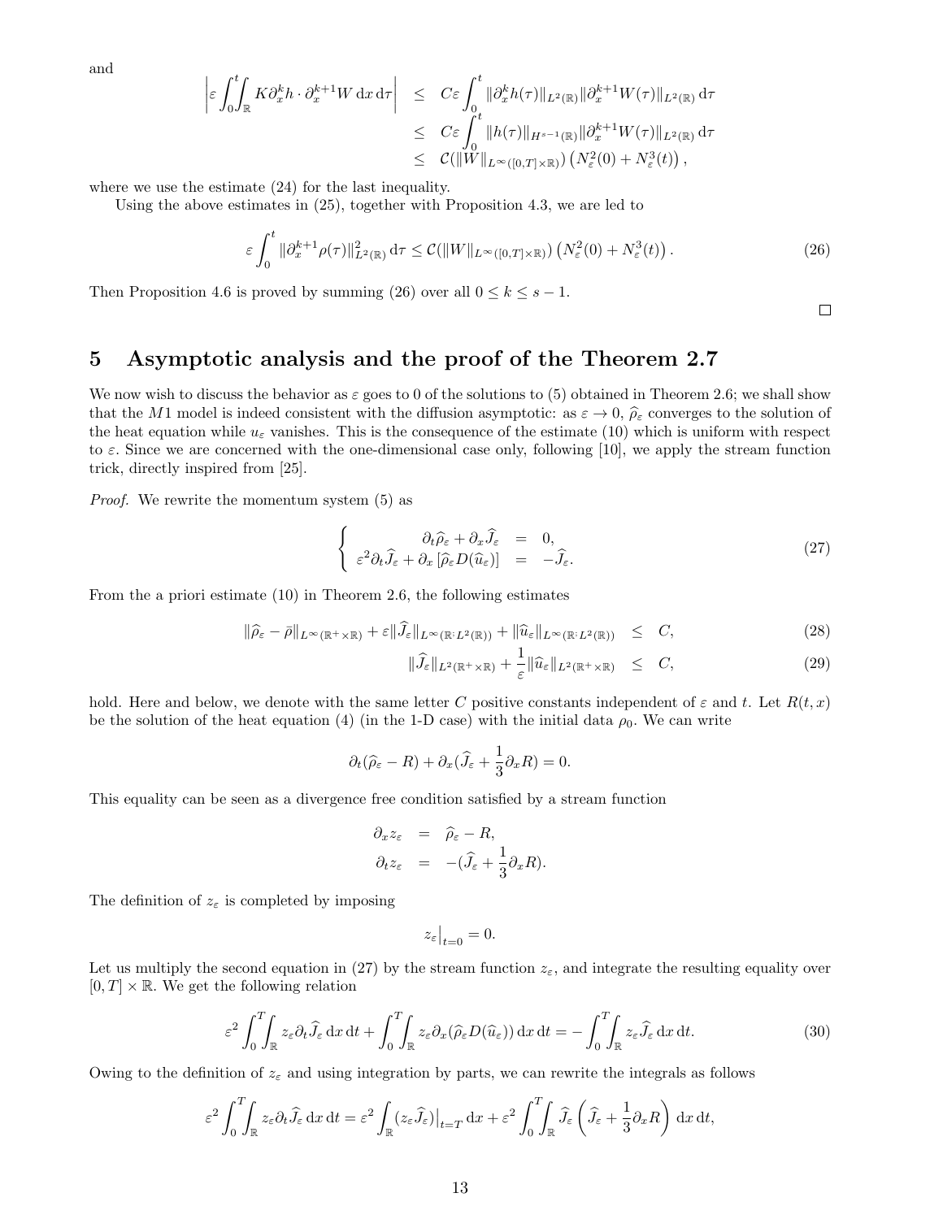and

$$
\begin{aligned}
\left|\varepsilon \int_0^t\!\!\int_{\mathbb{R}} K\partial_x^k h \cdot \partial_x^{k+1} W \,\mathrm{d}x\,\mathrm{d}\tau\right| &\leq C\varepsilon \int_0^t \|\partial_x^k h(\tau)\|_{L^2(\mathbb{R})}\|\partial_x^{k+1} W(\tau)\|_{L^2(\mathbb{R})}\,\mathrm{d}\tau \\
&\leq C\varepsilon \int_0^t \|h(\tau)\|_{H^{s-1}(\mathbb{R})}\|\partial_x^{k+1} W(\tau)\|_{L^2(\mathbb{R})}\,\mathrm{d}\tau \\
&\leq \mathcal{C}(\|W\|_{L^\infty([0,T]\times\mathbb{R})})\left(N_\varepsilon^2(0) + N_\varepsilon^3(t)\right),
\end{aligned}
$$

where we use the estimate (24) for the last inequality.

Using the above estimates in (25), together with Proposition 4.3, we are led to

$$
\varepsilon \int_0^t \|\partial_x^{k+1}\rho(\tau)\|_{L^2(\mathbb{R})}^2\,\mathrm{d}\tau \leq \mathcal{C}(\|W\|_{L^\infty([0,T]\times\mathbb{R})})\left(N_\varepsilon^2(0) + N_\varepsilon^3(t)\right). \tag{26}
$$

Then Proposition 4.6 is proved by summing (26) over all $0 \leq k \leq s-1$.

□

# 5 Asymptotic analysis and the proof of the Theorem 2.7

We now wish to discuss the behavior as $\varepsilon$ goes to 0 of the solutions to (5) obtained in Theorem 2.6; we shall show that the $M1$ model is indeed consistent with the diffusion asymptotic: as $\varepsilon \to 0$, $\widehat{\rho}_\varepsilon$ converges to the solution of the heat equation while $u_\varepsilon$ vanishes. This is the consequence of the estimate (10) which is uniform with respect to $\varepsilon$. Since we are concerned with the one-dimensional case only, following [10], we apply the stream function trick, directly inspired from [25].

*Proof.* We rewrite the momentum system (5) as

$$
\left\{
\begin{array}{rcl}
\partial_t\widehat{\rho}_\varepsilon + \partial_x\widehat{J}_\varepsilon &=& 0,\\
\varepsilon^2\partial_t\widehat{J}_\varepsilon + \partial_x\left[\widehat{\rho}_\varepsilon D(\widehat{u}_\varepsilon)\right] &=& -\widehat{J}_\varepsilon.
\end{array}
\right. \tag{27}
$$

From the a priori estimate (10) in Theorem 2.6, the following estimates

$$
\|\widehat{\rho}_\varepsilon - \bar{\rho}\|_{L^\infty(\mathbb{R}^+\times\mathbb{R})} + \varepsilon\|\widehat{J}_\varepsilon\|_{L^\infty(\mathbb{R}; L^2(\mathbb{R}))} + \|\widehat{u}_\varepsilon\|_{L^\infty(\mathbb{R}; L^2(\mathbb{R}))} \leq C, \tag{28}
$$

$$
\|\widehat{J}_\varepsilon\|_{L^2(\mathbb{R}^+\times\mathbb{R})} + \frac{1}{\varepsilon}\|\widehat{u}_\varepsilon\|_{L^2(\mathbb{R}^+\times\mathbb{R})} \leq C, \tag{29}
$$

hold. Here and below, we denote with the same letter $C$ positive constants independent of $\varepsilon$ and $t$. Let $R(t,x)$ be the solution of the heat equation (4) (in the 1-D case) with the initial data $\rho_0$. We can write

$$
\partial_t(\widehat{\rho}_\varepsilon - R) + \partial_x(\widehat{J}_\varepsilon + \frac{1}{3}\partial_x R) = 0.
$$

This equality can be seen as a divergence free condition satisfied by a stream function

$$
\begin{aligned}
\partial_x z_\varepsilon &= \widehat{\rho}_\varepsilon - R,\\
\partial_t z_\varepsilon &= -(\widehat{J}_\varepsilon + \frac{1}{3}\partial_x R).
\end{aligned}
$$

The definition of $z_\varepsilon$ is completed by imposing

$$
z_\varepsilon\big|_{t=0} = 0.
$$

Let us multiply the second equation in (27) by the stream function $z_\varepsilon$, and integrate the resulting equality over $[0,T]\times\mathbb{R}$. We get the following relation

$$
\varepsilon^2\int_0^T\!\!\int_{\mathbb{R}} z_\varepsilon\partial_t\widehat{J}_\varepsilon\,\mathrm{d}x\,\mathrm{d}t + \int_0^T\!\!\int_{\mathbb{R}} z_\varepsilon\partial_x(\widehat{\rho}_\varepsilon D(\widehat{u}_\varepsilon))\,\mathrm{d}x\,\mathrm{d}t = -\int_0^T\!\!\int_{\mathbb{R}} z_\varepsilon\widehat{J}_\varepsilon\,\mathrm{d}x\,\mathrm{d}t. \tag{30}
$$

Owing to the definition of $z_\varepsilon$ and using integration by parts, we can rewrite the integrals as follows

$$
\varepsilon^2\int_0^T\!\!\int_{\mathbb{R}} z_\varepsilon\partial_t\widehat{J}_\varepsilon\,\mathrm{d}x\,\mathrm{d}t = \varepsilon^2\int_{\mathbb{R}}(z_\varepsilon\widehat{J}_\varepsilon)\big|_{t=T}\,\mathrm{d}x + \varepsilon^2\int_0^T\!\!\int_{\mathbb{R}}\widehat{J}_\varepsilon\left(\widehat{J}_\varepsilon + \frac{1}{3}\partial_x R\right)\mathrm{d}x\,\mathrm{d}t,
$$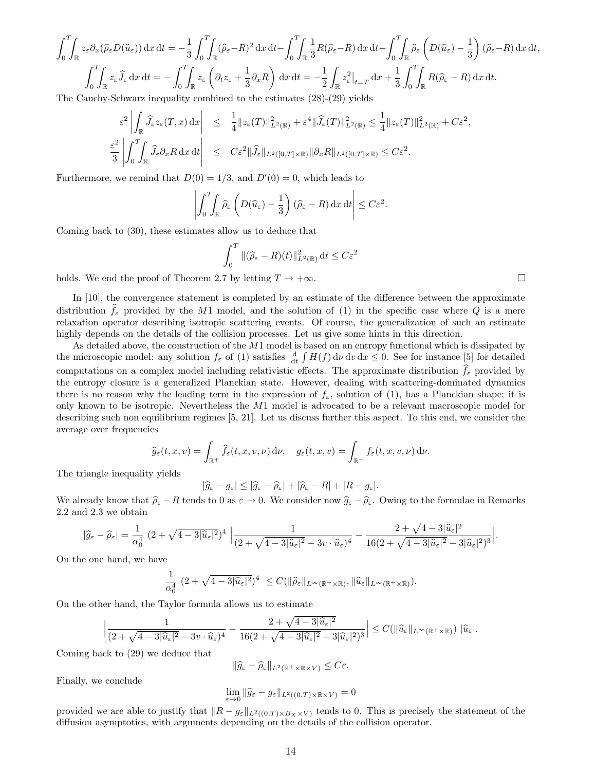$$\int_0^T\!\!\int_{\mathbb{R}} z_\varepsilon \partial_x(\widehat{\rho}_\varepsilon D(\widehat{u}_\varepsilon))\,\mathrm{d}x\,\mathrm{d}t = -\frac{1}{3}\int_0^T\!\!\int_{\mathbb{R}} (\widehat{\rho}_\varepsilon - R)^2\,\mathrm{d}x\,\mathrm{d}t - \int_0^T\!\!\int_{\mathbb{R}} \frac{1}{3}R(\widehat{\rho}_\varepsilon - R)\,\mathrm{d}x\,\mathrm{d}t - \int_0^T\!\!\int_{\mathbb{R}} \widehat{\rho}_\varepsilon\left(D(\widehat{u}_\varepsilon) - \frac{1}{3}\right)(\widehat{\rho}_\varepsilon - R)\,\mathrm{d}x\,\mathrm{d}t,$$

$$\int_0^T\!\!\int_{\mathbb{R}} z_\varepsilon \widehat{J}_\varepsilon\,\mathrm{d}x\,\mathrm{d}t = -\int_0^T\!\!\int_{\mathbb{R}} z_\varepsilon\left(\partial_t z_\varepsilon + \frac{1}{3}\partial_x R\right)\,\mathrm{d}x\,\mathrm{d}t = -\frac{1}{2}\int_{\mathbb{R}} z_\varepsilon^2\big|_{t=T}\,\mathrm{d}x + \frac{1}{3}\int_0^T\!\!\int_{\mathbb{R}} R(\widehat{\rho}_\varepsilon - R)\,\mathrm{d}x\,\mathrm{d}t.$$

The Cauchy-Schwarz inequality combined to the estimates (28)-(29) yields

$$\begin{aligned}
\varepsilon^2\left|\int_{\mathbb{R}} \widehat{J}_\varepsilon z_\varepsilon(T,x)\,\mathrm{d}x\right| &\leq \frac{1}{4}\|z_\varepsilon(T)\|^2_{L^2(\mathbb{R})} + \varepsilon^4\|\widehat{J}_\varepsilon(T)\|^2_{L^2(\mathbb{R})} \leq \frac{1}{4}\|z_\varepsilon(T)\|^2_{L^2(\mathbb{R})} + C\varepsilon^2,\\
\frac{\varepsilon^2}{3}\left|\int_0^T\!\!\int_{\mathbb{R}} \widehat{J}_\varepsilon \partial_x R\,\mathrm{d}x\,\mathrm{d}t\right| &\leq C\varepsilon^2\|\widehat{J}_\varepsilon\|_{L^2([0,T]\times\mathbb{R})}\|\partial_x R\|_{L^2([0,T]\times\mathbb{R})} \leq C\varepsilon^2.
\end{aligned}$$

Furthermore, we remind that $D(0) = 1/3$, and $D'(0) = 0$, which leads to

$$\left|\int_0^T\!\!\int_{\mathbb{R}} \widehat{\rho}_\varepsilon\left(D(\widehat{u}_\varepsilon) - \frac{1}{3}\right)(\widehat{\rho}_\varepsilon - R)\,\mathrm{d}x\,\mathrm{d}t\right| \leq C\varepsilon^2.$$

Coming back to (30), these estimates allow us to deduce that

$$\int_0^T \|(\widehat{\rho}_\varepsilon - R)(t)\|^2_{L^2(\mathbb{R})}\,\mathrm{d}t \leq C\varepsilon^2$$

holds. We end the proof of Theorem 2.7 by letting $T \to +\infty$. $\square$

In [10], the convergence statement is completed by an estimate of the difference between the approximate distribution $\widehat{f}_\varepsilon$ provided by the $M1$ model, and the solution of (1) in the specific case where $Q$ is a mere relaxation operator describing isotropic scattering events. Of course, the generalization of such an estimate highly depends on the details of the collision processes. Let us give some hints in this direction.

As detailed above, the construction of the $M1$ model is based on an entropy functional which is dissipated by the microscopic model: any solution $f_\varepsilon$ of (1) satisfies $\frac{\mathrm{d}}{\mathrm{d}t}\int H(f)\,\mathrm{d}\nu\,\mathrm{d}v\,\mathrm{d}x \leq 0$. See for instance [5] for detailed computations on a complex model including relativistic effects. The approximate distribution $\widehat{f}_\varepsilon$ provided by the entropy closure is a generalized Planckian state. However, dealing with scattering-dominated dynamics there is no reason why the leading term in the expression of $f_\varepsilon$, solution of (1), has a Planckian shape; it is only known to be isotropic. Nevertheless the $M1$ model is advocated to be a relevant macroscopic model for describing such non equilibrium regimes [5, 21]. Let us discuss further this aspect. To this end, we consider the average over frequencies

$$\widehat{g}_\varepsilon(t,x,v) = \int_{\mathbb{R}^+} \widehat{f}_\varepsilon(t,x,v,\nu)\,\mathrm{d}\nu, \quad g_\varepsilon(t,x,v) = \int_{\mathbb{R}^+} f_\varepsilon(t,x,v,\nu)\,\mathrm{d}\nu.$$

The triangle inequality yields

$$|\widehat{g}_\varepsilon - g_\varepsilon| \leq |\widehat{g}_\varepsilon - \widehat{\rho}_\varepsilon| + |\widehat{\rho}_\varepsilon - R| + |R - g_\varepsilon|.$$

We already know that $\widehat{\rho}_\varepsilon - R$ tends to 0 as $\varepsilon \to 0$. We consider now $\widehat{g}_\varepsilon - \widehat{\rho}_\varepsilon$. Owing to the formulae in Remarks 2.2 and 2.3 we obtain

$$|\widehat{g}_\varepsilon - \widehat{\rho}_\varepsilon| = \frac{1}{\alpha_0^4}\,(2 + \sqrt{4 - 3|\widehat{u}_\varepsilon|^2})^4\,\Big|\frac{1}{(2 + \sqrt{4 - 3|\widehat{u}_\varepsilon|^2} - 3v\cdot\widehat{u}_\varepsilon)^4} - \frac{2 + \sqrt{4 - 3|\widehat{u}_\varepsilon|^2}}{16(2 + \sqrt{4 - 3|\widehat{u}_\varepsilon|^2} - 3|\widehat{u}_\varepsilon|^2)^3}\Big|.$$

On the one hand, we have

$$\frac{1}{\alpha_0^4}\,(2 + \sqrt{4 - 3|\widehat{u}_\varepsilon|^2})^4 \leq C(\|\widehat{\rho}_\varepsilon\|_{L^\infty(\mathbb{R}^+\times\mathbb{R})}, \|\widehat{u}_\varepsilon\|_{L^\infty(\mathbb{R}^+\times\mathbb{R})}).$$

On the other hand, the Taylor formula allows us to estimate

$$\Big|\frac{1}{(2 + \sqrt{4 - 3|\widehat{u}_\varepsilon|^2} - 3v\cdot\widehat{u}_\varepsilon)^4} - \frac{2 + \sqrt{4 - 3|\widehat{u}_\varepsilon|^2}}{16(2 + \sqrt{4 - 3|\widehat{u}_\varepsilon|^2} - 3|\widehat{u}_\varepsilon|^2)^3}\Big| \leq C(\|\widehat{u}_\varepsilon\|_{L^\infty(\mathbb{R}^+\times\mathbb{R})})\,|\widehat{u}_\varepsilon|.$$

Coming back to (29) we deduce that

$$\|\widehat{g}_\varepsilon - \widehat{\rho}_\varepsilon\|_{L^2(\mathbb{R}^+\times\mathbb{R}\times V)} \leq C\varepsilon.$$

Finally, we conclude

$$\lim_{\varepsilon\to 0}\|\widehat{g}_\varepsilon - g_\varepsilon\|_{L^2((0,T)\times\mathbb{R}\times V)} = 0$$

provided we are able to justify that $\|R - g_\varepsilon\|_{L^2((0,T)\times B_X\times V)}$ tends to 0. This is precisely the statement of the diffusion asymptotics, with arguments depending on the details of the collision operator.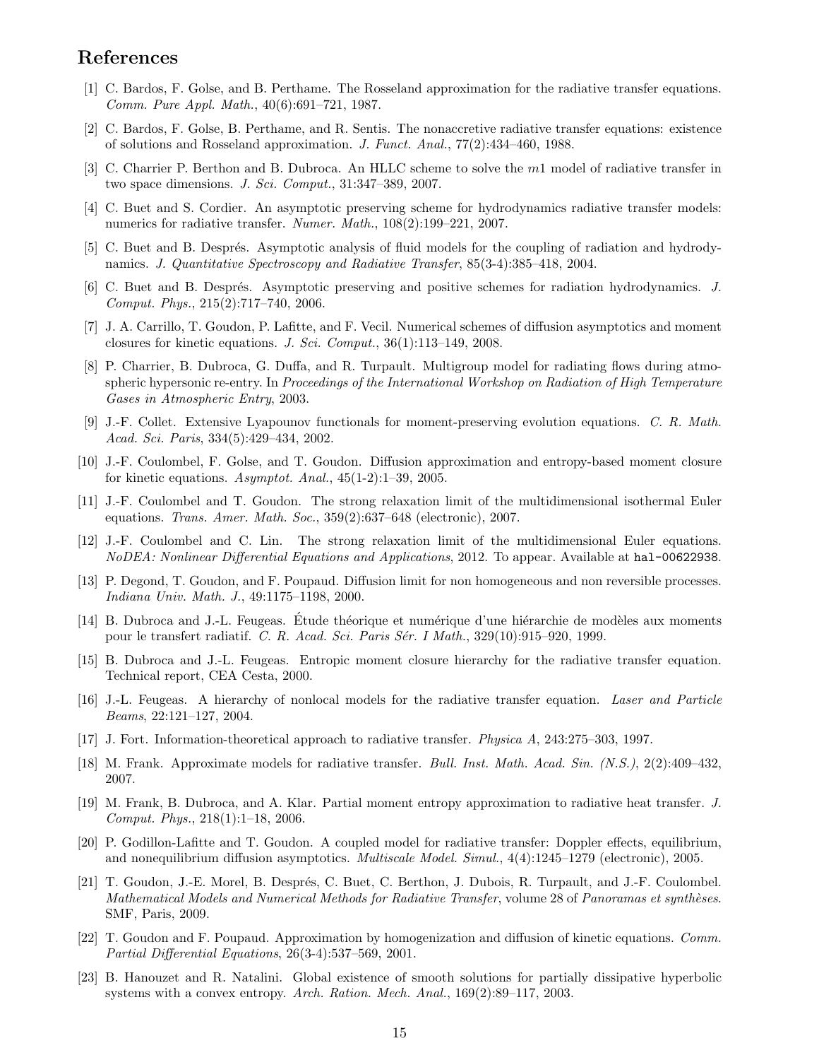## References

[1] C. Bardos, F. Golse, and B. Perthame. The Rosseland approximation for the radiative transfer equations. *Comm. Pure Appl. Math.*, 40(6):691–721, 1987.

[2] C. Bardos, F. Golse, B. Perthame, and R. Sentis. The nonaccretive radiative transfer equations: existence of solutions and Rosseland approximation. *J. Funct. Anal.*, 77(2):434–460, 1988.

[3] C. Charrier P. Berthon and B. Dubroca. An HLLC scheme to solve the $m1$ model of radiative transfer in two space dimensions. *J. Sci. Comput.*, 31:347–389, 2007.

[4] C. Buet and S. Cordier. An asymptotic preserving scheme for hydrodynamics radiative transfer models: numerics for radiative transfer. *Numer. Math.*, 108(2):199–221, 2007.

[5] C. Buet and B. Després. Asymptotic analysis of fluid models for the coupling of radiation and hydrodynamics. *J. Quantitative Spectroscopy and Radiative Transfer*, 85(3-4):385–418, 2004.

[6] C. Buet and B. Després. Asymptotic preserving and positive schemes for radiation hydrodynamics. *J. Comput. Phys.*, 215(2):717–740, 2006.

[7] J. A. Carrillo, T. Goudon, P. Lafitte, and F. Vecil. Numerical schemes of diffusion asymptotics and moment closures for kinetic equations. *J. Sci. Comput.*, 36(1):113–149, 2008.

[8] P. Charrier, B. Dubroca, G. Duffa, and R. Turpault. Multigroup model for radiating flows during atmospheric hypersonic re-entry. In *Proceedings of the International Workshop on Radiation of High Temperature Gases in Atmospheric Entry*, 2003.

[9] J.-F. Collet. Extensive Lyapounov functionals for moment-preserving evolution equations. *C. R. Math. Acad. Sci. Paris*, 334(5):429–434, 2002.

[10] J.-F. Coulombel, F. Golse, and T. Goudon. Diffusion approximation and entropy-based moment closure for kinetic equations. *Asymptot. Anal.*, 45(1-2):1–39, 2005.

[11] J.-F. Coulombel and T. Goudon. The strong relaxation limit of the multidimensional isothermal Euler equations. *Trans. Amer. Math. Soc.*, 359(2):637–648 (electronic), 2007.

[12] J.-F. Coulombel and C. Lin. The strong relaxation limit of the multidimensional Euler equations. *NoDEA: Nonlinear Differential Equations and Applications*, 2012. To appear. Available at hal-00622938.

[13] P. Degond, T. Goudon, and F. Poupaud. Diffusion limit for non homogeneous and non reversible processes. *Indiana Univ. Math. J.*, 49:1175–1198, 2000.

[14] B. Dubroca and J.-L. Feugeas. Étude théorique et numérique d'une hiérarchie de modèles aux moments pour le transfert radiatif. *C. R. Acad. Sci. Paris Sér. I Math.*, 329(10):915–920, 1999.

[15] B. Dubroca and J.-L. Feugeas. Entropic moment closure hierarchy for the radiative transfer equation. Technical report, CEA Cesta, 2000.

[16] J.-L. Feugeas. A hierarchy of nonlocal models for the radiative transfer equation. *Laser and Particle Beams*, 22:121–127, 2004.

[17] J. Fort. Information-theoretical approach to radiative transfer. *Physica A*, 243:275–303, 1997.

[18] M. Frank. Approximate models for radiative transfer. *Bull. Inst. Math. Acad. Sin. (N.S.)*, 2(2):409–432, 2007.

[19] M. Frank, B. Dubroca, and A. Klar. Partial moment entropy approximation to radiative heat transfer. *J. Comput. Phys.*, 218(1):1–18, 2006.

[20] P. Godillon-Lafitte and T. Goudon. A coupled model for radiative transfer: Doppler effects, equilibrium, and nonequilibrium diffusion asymptotics. *Multiscale Model. Simul.*, 4(4):1245–1279 (electronic), 2005.

[21] T. Goudon, J.-E. Morel, B. Després, C. Buet, C. Berthon, J. Dubois, R. Turpault, and J.-F. Coulombel. *Mathematical Models and Numerical Methods for Radiative Transfer*, volume 28 of *Panoramas et synthèses*. SMF, Paris, 2009.

[22] T. Goudon and F. Poupaud. Approximation by homogenization and diffusion of kinetic equations. *Comm. Partial Differential Equations*, 26(3-4):537–569, 2001.

[23] B. Hanouzet and R. Natalini. Global existence of smooth solutions for partially dissipative hyperbolic systems with a convex entropy. *Arch. Ration. Mech. Anal.*, 169(2):89–117, 2003.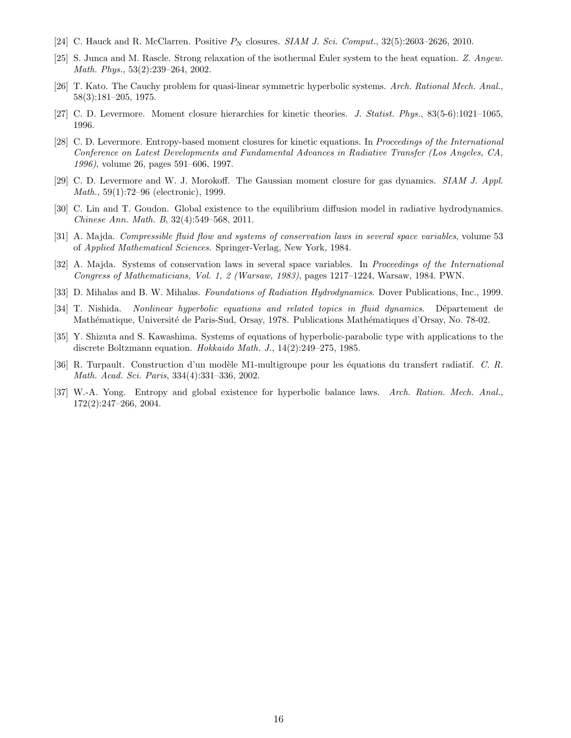[24] C. Hauck and R. McClarren. Positive $P_N$ closures. *SIAM J. Sci. Comput.*, 32(5):2603–2626, 2010.

[25] S. Junca and M. Rascle. Strong relaxation of the isothermal Euler system to the heat equation. *Z. Angew. Math. Phys.*, 53(2):239–264, 2002.

[26] T. Kato. The Cauchy problem for quasi-linear symmetric hyperbolic systems. *Arch. Rational Mech. Anal.*, 58(3):181–205, 1975.

[27] C. D. Levermore. Moment closure hierarchies for kinetic theories. *J. Statist. Phys.*, 83(5-6):1021–1065, 1996.

[28] C. D. Levermore. Entropy-based moment closures for kinetic equations. In *Proceedings of the International Conference on Latest Developments and Fundamental Advances in Radiative Transfer (Los Angeles, CA, 1996)*, volume 26, pages 591–606, 1997.

[29] C. D. Levermore and W. J. Morokoff. The Gaussian moment closure for gas dynamics. *SIAM J. Appl. Math.*, 59(1):72–96 (electronic), 1999.

[30] C. Lin and T. Goudon. Global existence to the equilibrium diffusion model in radiative hydrodynamics. *Chinese Ann. Math. B*, 32(4):549–568, 2011.

[31] A. Majda. *Compressible fluid flow and systems of conservation laws in several space variables*, volume 53 of *Applied Mathematical Sciences*. Springer-Verlag, New York, 1984.

[32] A. Majda. Systems of conservation laws in several space variables. In *Proceedings of the International Congress of Mathematicians, Vol. 1, 2 (Warsaw, 1983)*, pages 1217–1224, Warsaw, 1984. PWN.

[33] D. Mihalas and B. W. Mihalas. *Foundations of Radiation Hydrodynamics*. Dover Publications, Inc., 1999.

[34] T. Nishida. *Nonlinear hyperbolic equations and related topics in fluid dynamics*. Département de Mathématique, Université de Paris-Sud, Orsay, 1978. Publications Mathématiques d'Orsay, No. 78-02.

[35] Y. Shizuta and S. Kawashima. Systems of equations of hyperbolic-parabolic type with applications to the discrete Boltzmann equation. *Hokkaido Math. J.*, 14(2):249–275, 1985.

[36] R. Turpault. Construction d'un modèle M1-multigroupe pour les équations du transfert radiatif. *C. R. Math. Acad. Sci. Paris*, 334(4):331–336, 2002.

[37] W.-A. Yong. Entropy and global existence for hyperbolic balance laws. *Arch. Ration. Mech. Anal.*, 172(2):247–266, 2004.